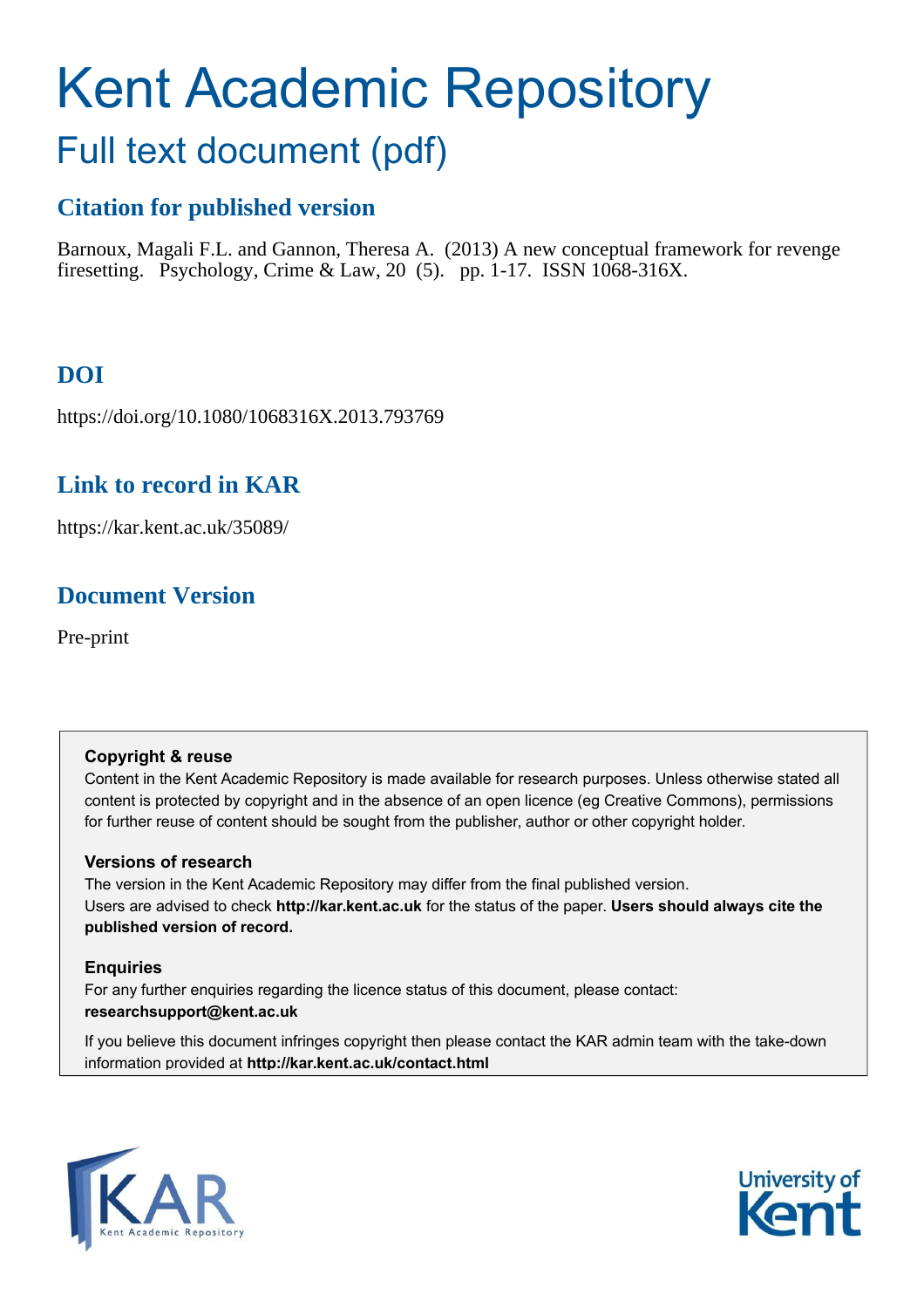# Kent Academic Repository

## Full text document (pdf)

### Citation for published version

Barnoux, Magali F.L. and Gannon, Theresa A. (2013) A new conceptual framework for revenge firesetting. Psychology, Crime & Law, 20 (5). pp. 1-17. ISSN 1068-316X.

### DOI

https://doi.org/10.1080/1068316X.2013.793769

### Link to record in KAR

https://kar.kent.ac.uk/35089/

### Document Version

Pre-print

**Copyright & reuse**

Content in the Kent Academic Repository is made available for research purposes. Unless otherwise stated all content is protected by copyright and in the absence of an open licence (eg Creative Commons), permissions for further reuse of content should be sought from the publisher, author or other copyright holder.

**Versions of research**

The version in the Kent Academic Repository may differ from the final published version. Users are advised to check **http://kar.kent.ac.uk** for the status of the paper. **Users should always cite the published version of record.**

**Enquiries**

For any further enquiries regarding the licence status of this document, please contact: **researchsupport@kent.ac.uk**

If you believe this document infringes copyright then please contact the KAR admin team with the take-down information provided at **http://kar.kent.ac.uk/contact.html**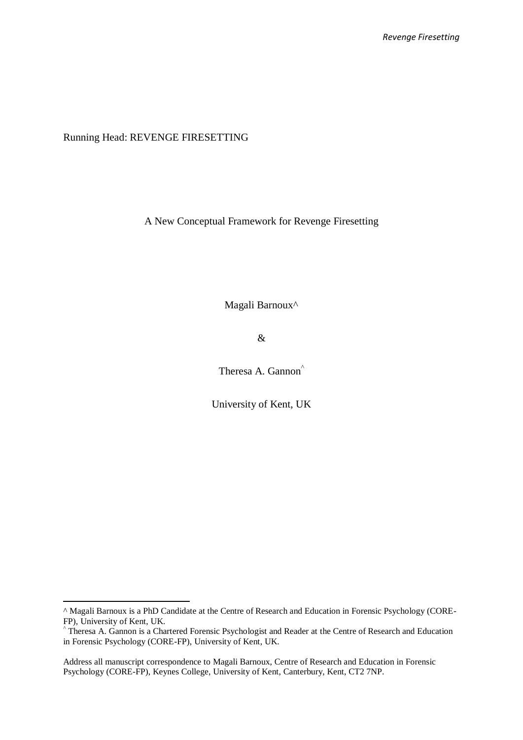Running Head: REVENGE FIRESETTING

A New Conceptual Framework for Revenge Firesetting

Magali Barnoux^

&

Theresa A. Gannon^

University of Kent, UK

---

^ Magali Barnoux is a PhD Candidate at the Centre of Research and Education in Forensic Psychology (CORE-FP), University of Kent, UK.

^ Theresa A. Gannon is a Chartered Forensic Psychologist and Reader at the Centre of Research and Education in Forensic Psychology (CORE-FP), University of Kent, UK.

Address all manuscript correspondence to Magali Barnoux, Centre of Research and Education in Forensic Psychology (CORE-FP), Keynes College, University of Kent, Canterbury, Kent, CT2 7NP.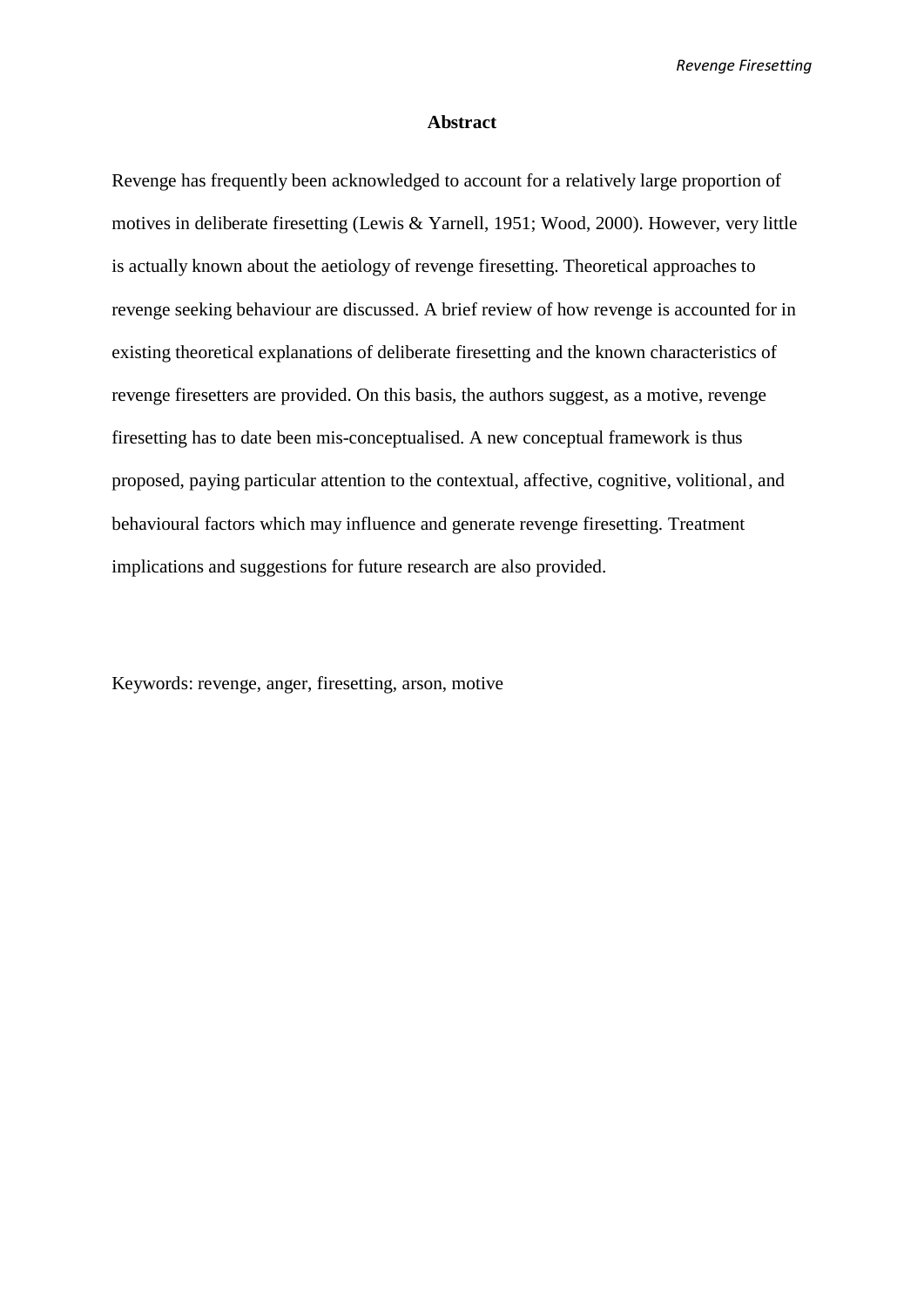## Abstract

Revenge has frequently been acknowledged to account for a relatively large proportion of motives in deliberate firesetting (Lewis & Yarnell, 1951; Wood, 2000). However, very little is actually known about the aetiology of revenge firesetting. Theoretical approaches to revenge seeking behaviour are discussed. A brief review of how revenge is accounted for in existing theoretical explanations of deliberate firesetting and the known characteristics of revenge firesetters are provided. On this basis, the authors suggest, as a motive, revenge firesetting has to date been mis-conceptualised. A new conceptual framework is thus proposed, paying particular attention to the contextual, affective, cognitive, volitional, and behavioural factors which may influence and generate revenge firesetting. Treatment implications and suggestions for future research are also provided.

Keywords: revenge, anger, firesetting, arson, motive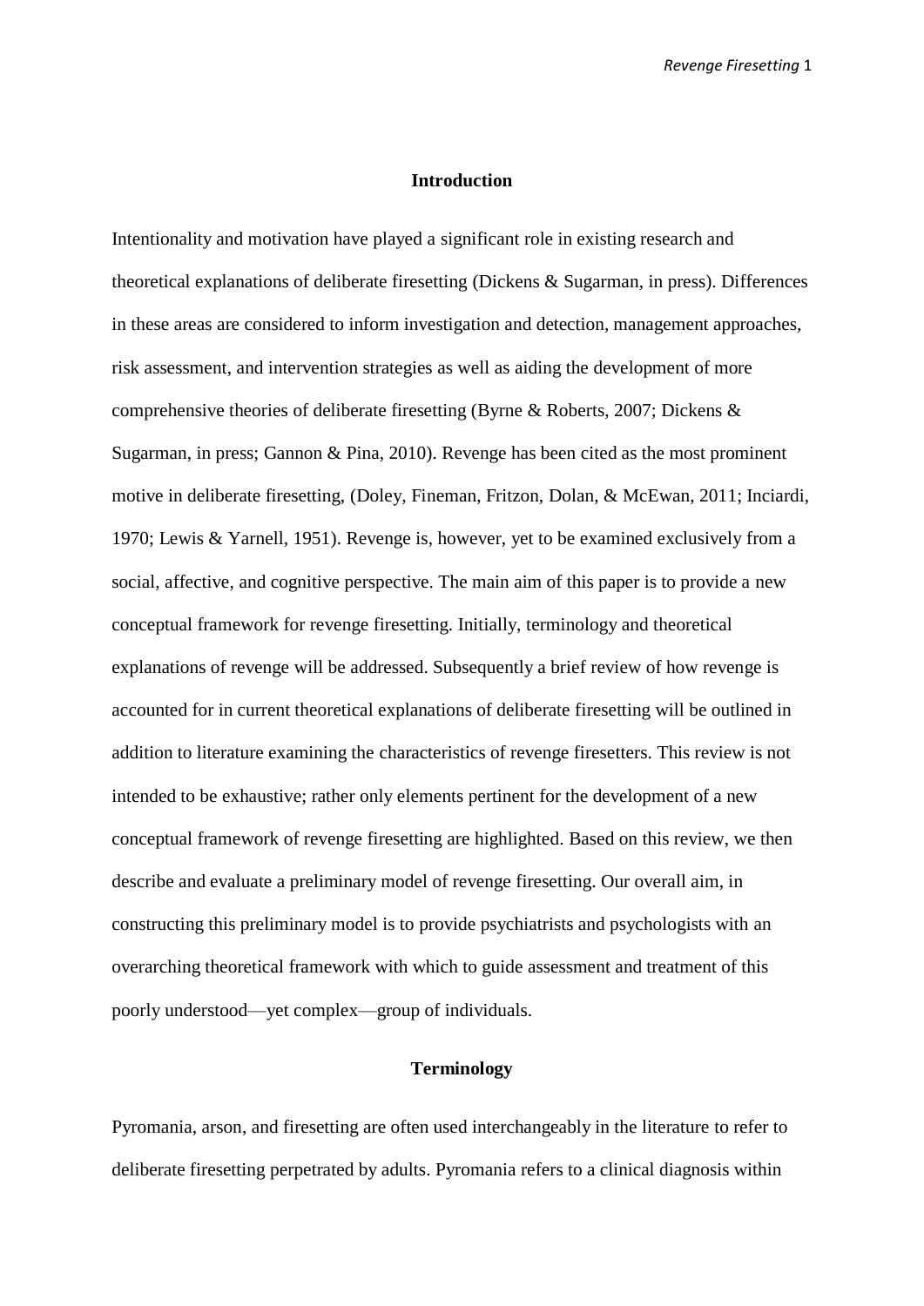## Introduction

Intentionality and motivation have played a significant role in existing research and theoretical explanations of deliberate firesetting (Dickens & Sugarman, in press). Differences in these areas are considered to inform investigation and detection, management approaches, risk assessment, and intervention strategies as well as aiding the development of more comprehensive theories of deliberate firesetting (Byrne & Roberts, 2007; Dickens & Sugarman, in press; Gannon & Pina, 2010). Revenge has been cited as the most prominent motive in deliberate firesetting, (Doley, Fineman, Fritzon, Dolan, & McEwan, 2011; Inciardi, 1970; Lewis & Yarnell, 1951). Revenge is, however, yet to be examined exclusively from a social, affective, and cognitive perspective. The main aim of this paper is to provide a new conceptual framework for revenge firesetting. Initially, terminology and theoretical explanations of revenge will be addressed. Subsequently a brief review of how revenge is accounted for in current theoretical explanations of deliberate firesetting will be outlined in addition to literature examining the characteristics of revenge firesetters. This review is not intended to be exhaustive; rather only elements pertinent for the development of a new conceptual framework of revenge firesetting are highlighted. Based on this review, we then describe and evaluate a preliminary model of revenge firesetting. Our overall aim, in constructing this preliminary model is to provide psychiatrists and psychologists with an overarching theoretical framework with which to guide assessment and treatment of this poorly understood—yet complex—group of individuals.

## Terminology

Pyromania, arson, and firesetting are often used interchangeably in the literature to refer to deliberate firesetting perpetrated by adults. Pyromania refers to a clinical diagnosis within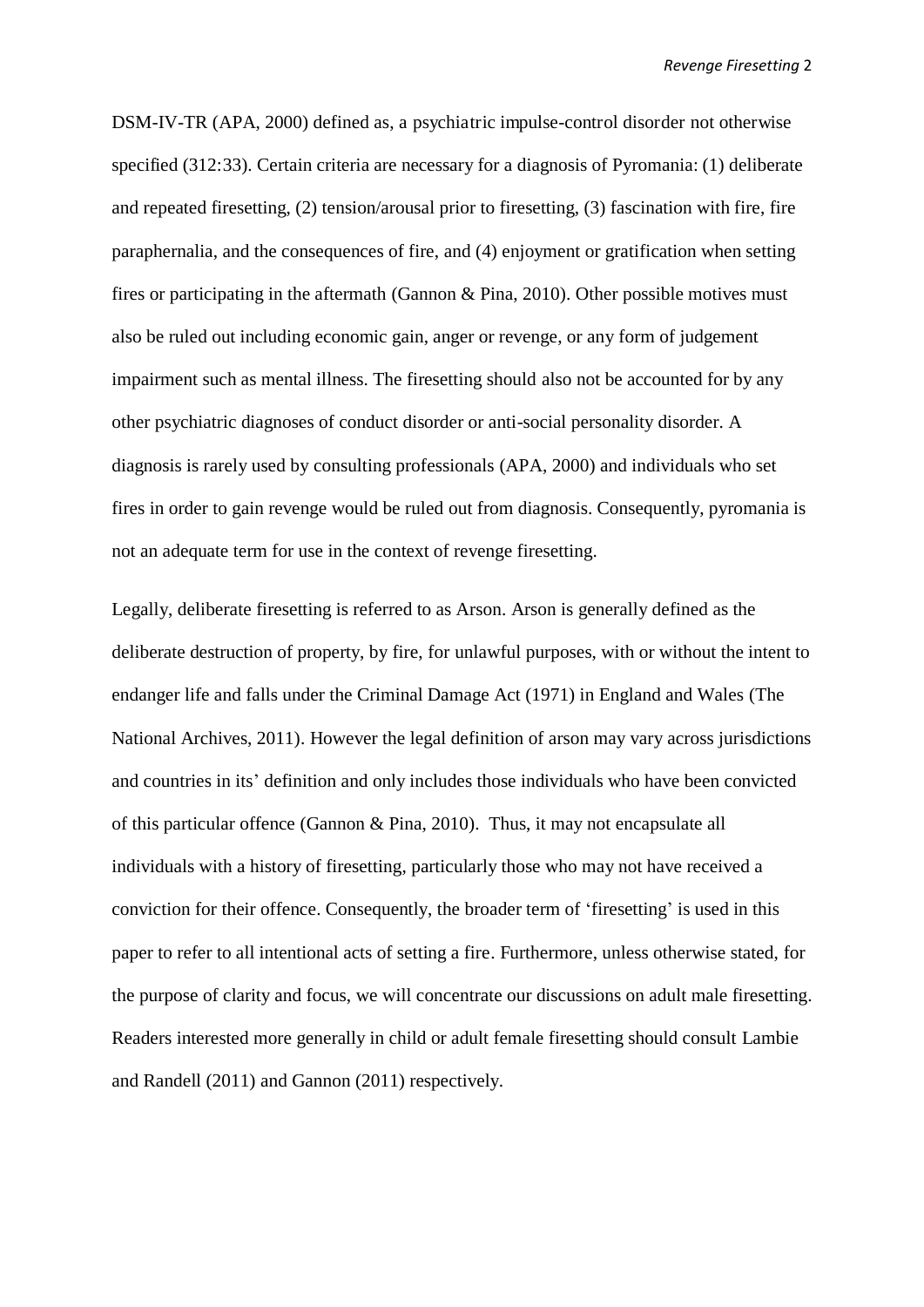DSM-IV-TR (APA, 2000) defined as, a psychiatric impulse-control disorder not otherwise specified (312:33). Certain criteria are necessary for a diagnosis of Pyromania: (1) deliberate and repeated firesetting, (2) tension/arousal prior to firesetting, (3) fascination with fire, fire paraphernalia, and the consequences of fire, and (4) enjoyment or gratification when setting fires or participating in the aftermath (Gannon & Pina, 2010). Other possible motives must also be ruled out including economic gain, anger or revenge, or any form of judgement impairment such as mental illness. The firesetting should also not be accounted for by any other psychiatric diagnoses of conduct disorder or anti-social personality disorder. A diagnosis is rarely used by consulting professionals (APA, 2000) and individuals who set fires in order to gain revenge would be ruled out from diagnosis. Consequently, pyromania is not an adequate term for use in the context of revenge firesetting.

Legally, deliberate firesetting is referred to as Arson. Arson is generally defined as the deliberate destruction of property, by fire, for unlawful purposes, with or without the intent to endanger life and falls under the Criminal Damage Act (1971) in England and Wales (The National Archives, 2011). However the legal definition of arson may vary across jurisdictions and countries in its' definition and only includes those individuals who have been convicted of this particular offence (Gannon & Pina, 2010). Thus, it may not encapsulate all individuals with a history of firesetting, particularly those who may not have received a conviction for their offence. Consequently, the broader term of 'firesetting' is used in this paper to refer to all intentional acts of setting a fire. Furthermore, unless otherwise stated, for the purpose of clarity and focus, we will concentrate our discussions on adult male firesetting. Readers interested more generally in child or adult female firesetting should consult Lambie and Randell (2011) and Gannon (2011) respectively.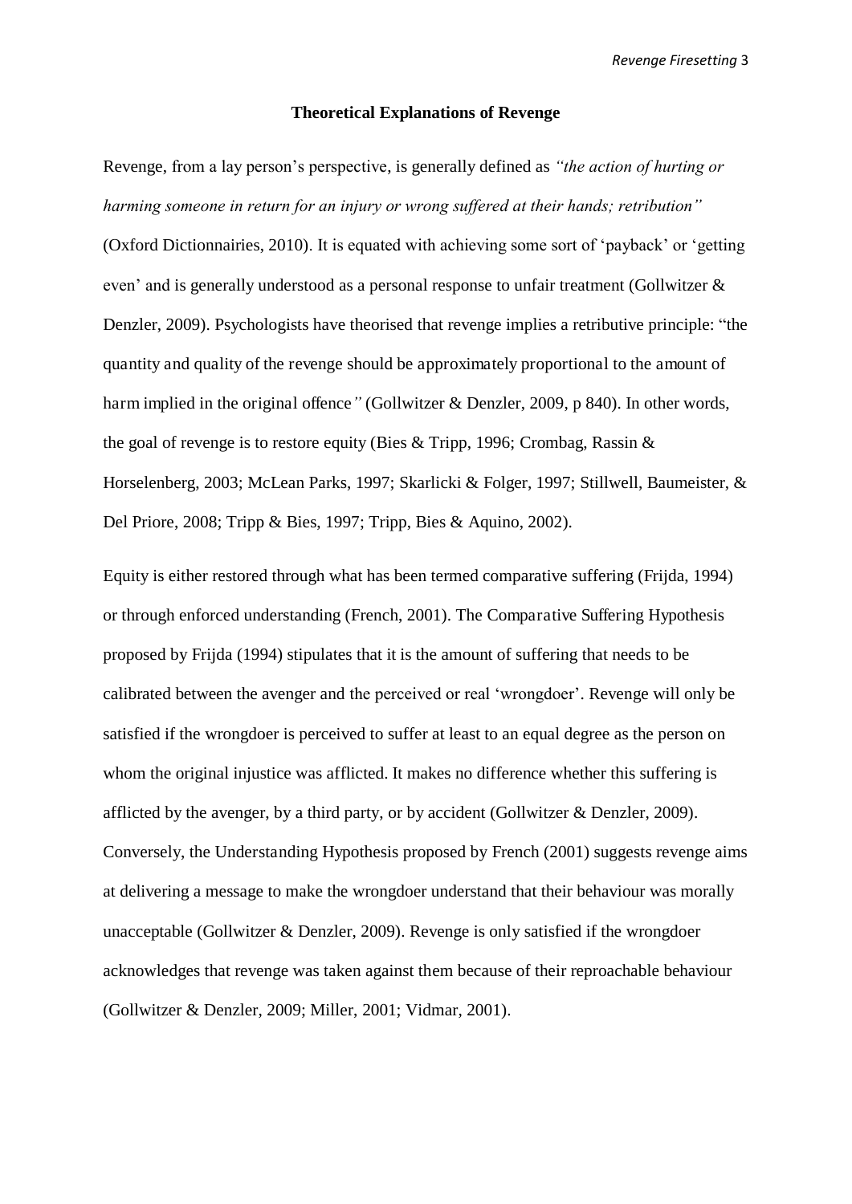## Theoretical Explanations of Revenge

Revenge, from a lay person's perspective, is generally defined as *"the action of hurting or harming someone in return for an injury or wrong suffered at their hands; retribution"* (Oxford Dictionnairies, 2010). It is equated with achieving some sort of 'payback' or 'getting even' and is generally understood as a personal response to unfair treatment (Gollwitzer & Denzler, 2009). Psychologists have theorised that revenge implies a retributive principle: "the quantity and quality of the revenge should be approximately proportional to the amount of harm implied in the original offence*"* (Gollwitzer & Denzler, 2009, p 840). In other words, the goal of revenge is to restore equity (Bies & Tripp, 1996; Crombag, Rassin & Horselenberg, 2003; McLean Parks, 1997; Skarlicki & Folger, 1997; Stillwell, Baumeister, & Del Priore, 2008; Tripp & Bies, 1997; Tripp, Bies & Aquino, 2002).

Equity is either restored through what has been termed comparative suffering (Frijda, 1994) or through enforced understanding (French, 2001). The Comparative Suffering Hypothesis proposed by Frijda (1994) stipulates that it is the amount of suffering that needs to be calibrated between the avenger and the perceived or real 'wrongdoer'. Revenge will only be satisfied if the wrongdoer is perceived to suffer at least to an equal degree as the person on whom the original injustice was afflicted. It makes no difference whether this suffering is afflicted by the avenger, by a third party, or by accident (Gollwitzer & Denzler, 2009). Conversely, the Understanding Hypothesis proposed by French (2001) suggests revenge aims at delivering a message to make the wrongdoer understand that their behaviour was morally unacceptable (Gollwitzer & Denzler, 2009). Revenge is only satisfied if the wrongdoer acknowledges that revenge was taken against them because of their reproachable behaviour (Gollwitzer & Denzler, 2009; Miller, 2001; Vidmar, 2001).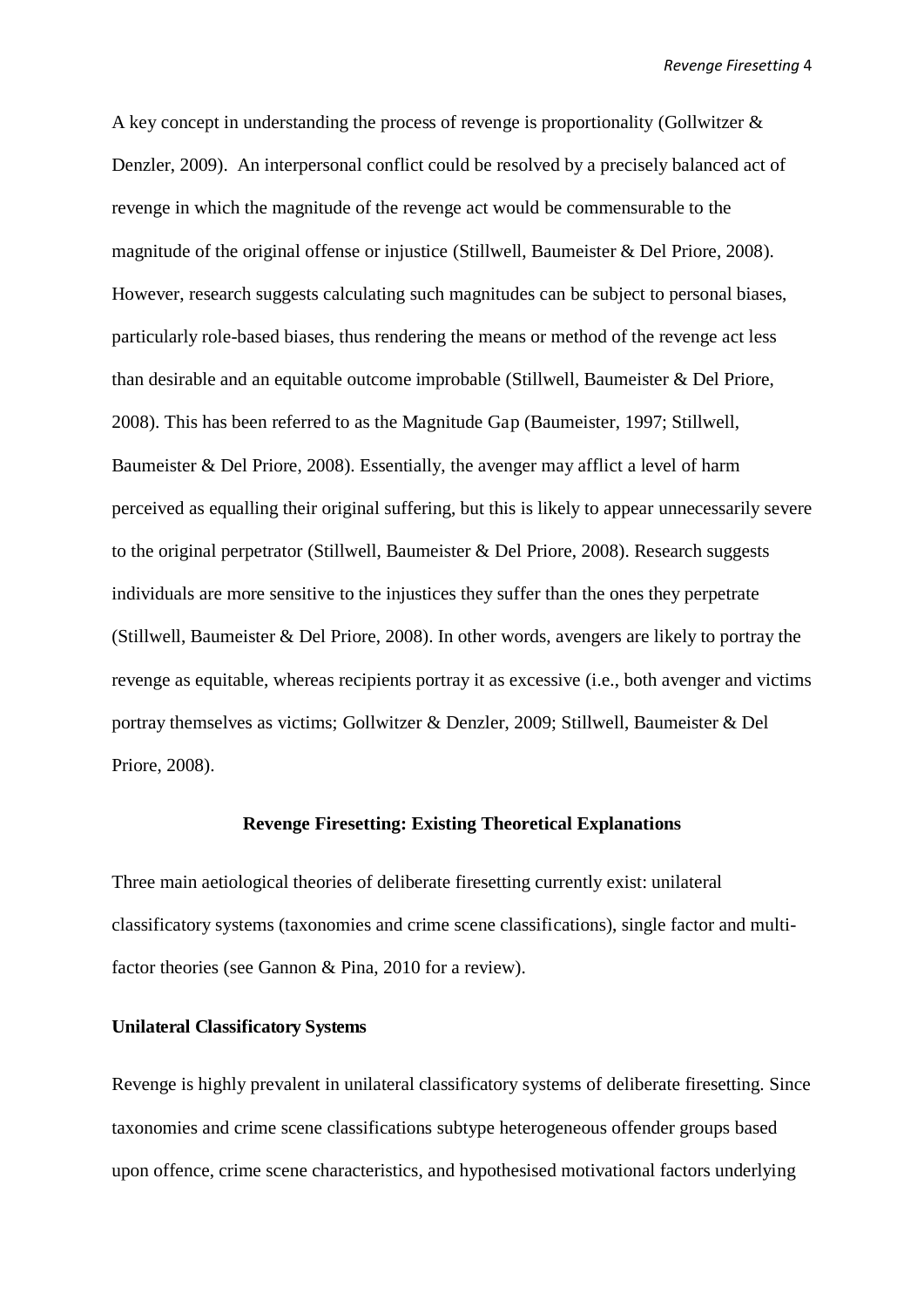A key concept in understanding the process of revenge is proportionality (Gollwitzer & Denzler, 2009). An interpersonal conflict could be resolved by a precisely balanced act of revenge in which the magnitude of the revenge act would be commensurable to the magnitude of the original offense or injustice (Stillwell, Baumeister & Del Priore, 2008). However, research suggests calculating such magnitudes can be subject to personal biases, particularly role-based biases, thus rendering the means or method of the revenge act less than desirable and an equitable outcome improbable (Stillwell, Baumeister & Del Priore, 2008). This has been referred to as the Magnitude Gap (Baumeister, 1997; Stillwell, Baumeister & Del Priore, 2008). Essentially, the avenger may afflict a level of harm perceived as equalling their original suffering, but this is likely to appear unnecessarily severe to the original perpetrator (Stillwell, Baumeister & Del Priore, 2008). Research suggests individuals are more sensitive to the injustices they suffer than the ones they perpetrate (Stillwell, Baumeister & Del Priore, 2008). In other words, avengers are likely to portray the revenge as equitable, whereas recipients portray it as excessive (i.e., both avenger and victims portray themselves as victims; Gollwitzer & Denzler, 2009; Stillwell, Baumeister & Del Priore, 2008).

## Revenge Firesetting: Existing Theoretical Explanations

Three main aetiological theories of deliberate firesetting currently exist: unilateral classificatory systems (taxonomies and crime scene classifications), single factor and multi-factor theories (see Gannon & Pina, 2010 for a review).

### Unilateral Classificatory Systems

Revenge is highly prevalent in unilateral classificatory systems of deliberate firesetting. Since taxonomies and crime scene classifications subtype heterogeneous offender groups based upon offence, crime scene characteristics, and hypothesised motivational factors underlying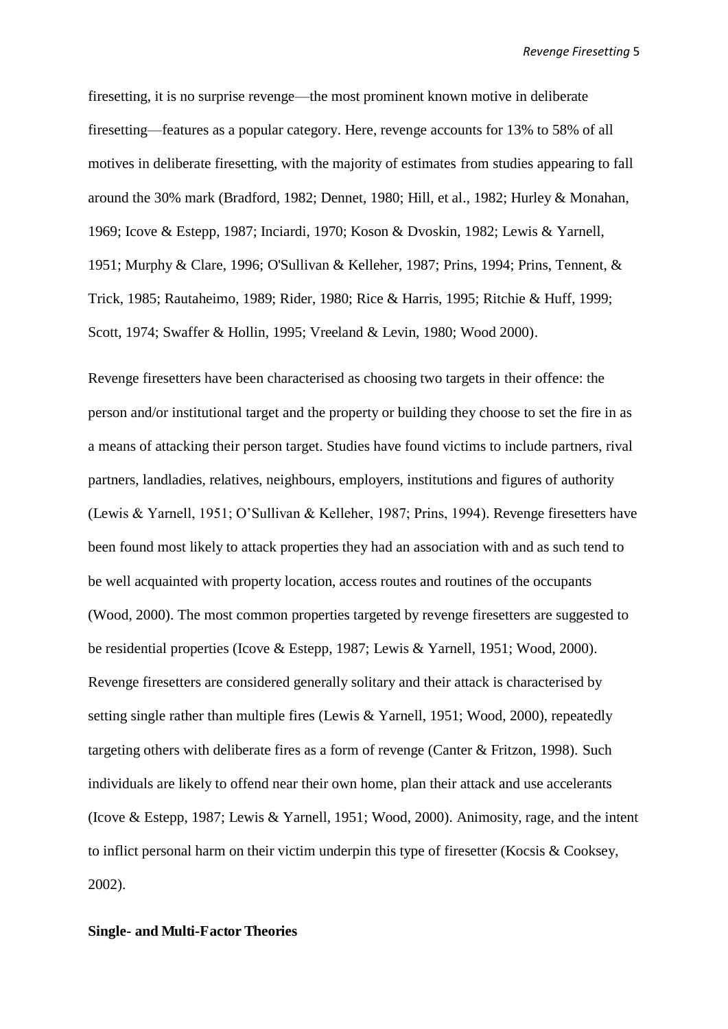firesetting, it is no surprise revenge—the most prominent known motive in deliberate firesetting—features as a popular category. Here, revenge accounts for 13% to 58% of all motives in deliberate firesetting, with the majority of estimates from studies appearing to fall around the 30% mark (Bradford, 1982; Dennet, 1980; Hill, et al., 1982; Hurley & Monahan, 1969; Icove & Estepp, 1987; Inciardi, 1970; Koson & Dvoskin, 1982; Lewis & Yarnell, 1951; Murphy & Clare, 1996; O'Sullivan & Kelleher, 1987; Prins, 1994; Prins, Tennent, & Trick, 1985; Rautaheimo, 1989; Rider, 1980; Rice & Harris, 1995; Ritchie & Huff, 1999; Scott, 1974; Swaffer & Hollin, 1995; Vreeland & Levin, 1980; Wood 2000).

Revenge firesetters have been characterised as choosing two targets in their offence: the person and/or institutional target and the property or building they choose to set the fire in as a means of attacking their person target. Studies have found victims to include partners, rival partners, landladies, relatives, neighbours, employers, institutions and figures of authority (Lewis & Yarnell, 1951; O'Sullivan & Kelleher, 1987; Prins, 1994). Revenge firesetters have been found most likely to attack properties they had an association with and as such tend to be well acquainted with property location, access routes and routines of the occupants (Wood, 2000). The most common properties targeted by revenge firesetters are suggested to be residential properties (Icove & Estepp, 1987; Lewis & Yarnell, 1951; Wood, 2000). Revenge firesetters are considered generally solitary and their attack is characterised by setting single rather than multiple fires (Lewis & Yarnell, 1951; Wood, 2000), repeatedly targeting others with deliberate fires as a form of revenge (Canter & Fritzon, 1998). Such individuals are likely to offend near their own home, plan their attack and use accelerants (Icove & Estepp, 1987; Lewis & Yarnell, 1951; Wood, 2000). Animosity, rage, and the intent to inflict personal harm on their victim underpin this type of firesetter (Kocsis & Cooksey, 2002).

**Single- and Multi-Factor Theories**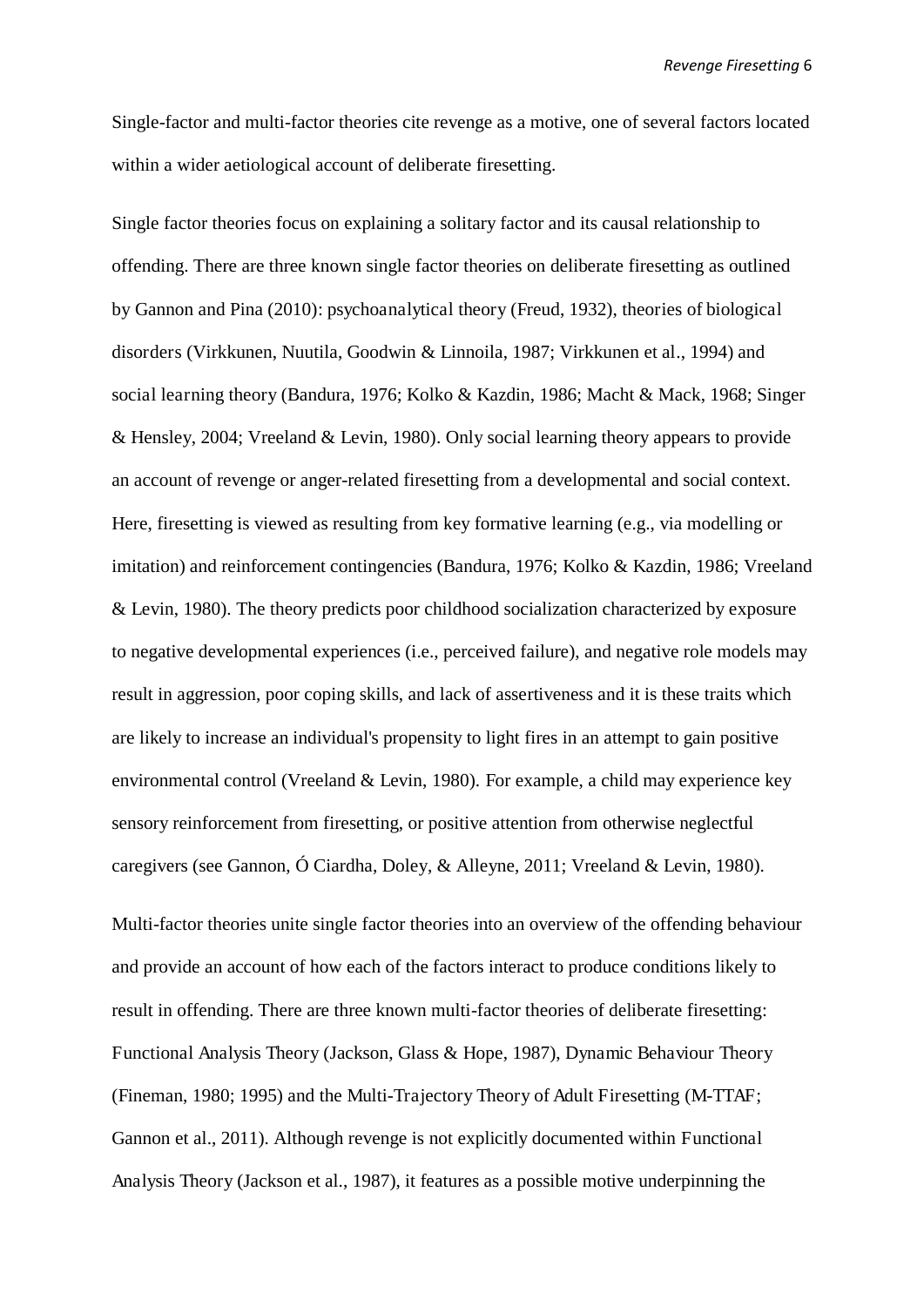Single-factor and multi-factor theories cite revenge as a motive, one of several factors located within a wider aetiological account of deliberate firesetting.

Single factor theories focus on explaining a solitary factor and its causal relationship to offending. There are three known single factor theories on deliberate firesetting as outlined by Gannon and Pina (2010): psychoanalytical theory (Freud, 1932), theories of biological disorders (Virkkunen, Nuutila, Goodwin & Linnoila, 1987; Virkkunen et al., 1994) and social learning theory (Bandura, 1976; Kolko & Kazdin, 1986; Macht & Mack, 1968; Singer & Hensley, 2004; Vreeland & Levin, 1980). Only social learning theory appears to provide an account of revenge or anger-related firesetting from a developmental and social context. Here, firesetting is viewed as resulting from key formative learning (e.g., via modelling or imitation) and reinforcement contingencies (Bandura, 1976; Kolko & Kazdin, 1986; Vreeland & Levin, 1980). The theory predicts poor childhood socialization characterized by exposure to negative developmental experiences (i.e., perceived failure), and negative role models may result in aggression, poor coping skills, and lack of assertiveness and it is these traits which are likely to increase an individual's propensity to light fires in an attempt to gain positive environmental control (Vreeland & Levin, 1980). For example, a child may experience key sensory reinforcement from firesetting, or positive attention from otherwise neglectful caregivers (see Gannon, Ó Ciardha, Doley, & Alleyne, 2011; Vreeland & Levin, 1980).

Multi-factor theories unite single factor theories into an overview of the offending behaviour and provide an account of how each of the factors interact to produce conditions likely to result in offending. There are three known multi-factor theories of deliberate firesetting: Functional Analysis Theory (Jackson, Glass & Hope, 1987), Dynamic Behaviour Theory (Fineman, 1980; 1995) and the Multi-Trajectory Theory of Adult Firesetting (M-TTAF; Gannon et al., 2011). Although revenge is not explicitly documented within Functional Analysis Theory (Jackson et al., 1987), it features as a possible motive underpinning the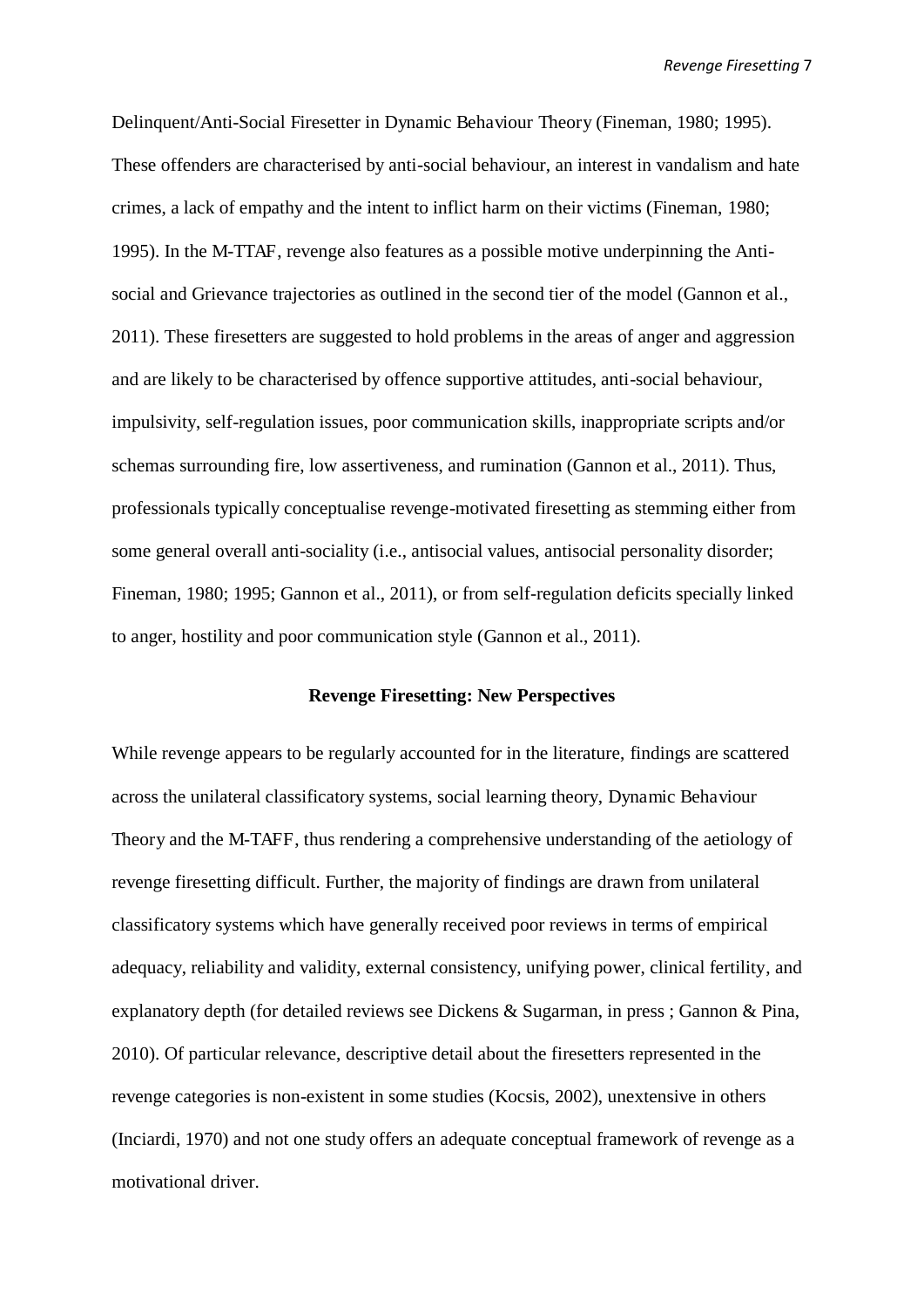Delinquent/Anti-Social Firesetter in Dynamic Behaviour Theory (Fineman, 1980; 1995). These offenders are characterised by anti-social behaviour, an interest in vandalism and hate crimes, a lack of empathy and the intent to inflict harm on their victims (Fineman, 1980; 1995). In the M-TTAF, revenge also features as a possible motive underpinning the Anti-social and Grievance trajectories as outlined in the second tier of the model (Gannon et al., 2011). These firesetters are suggested to hold problems in the areas of anger and aggression and are likely to be characterised by offence supportive attitudes, anti-social behaviour, impulsivity, self-regulation issues, poor communication skills, inappropriate scripts and/or schemas surrounding fire, low assertiveness, and rumination (Gannon et al., 2011). Thus, professionals typically conceptualise revenge-motivated firesetting as stemming either from some general overall anti-sociality (i.e., antisocial values, antisocial personality disorder; Fineman, 1980; 1995; Gannon et al., 2011), or from self-regulation deficits specially linked to anger, hostility and poor communication style (Gannon et al., 2011).

## Revenge Firesetting: New Perspectives

While revenge appears to be regularly accounted for in the literature, findings are scattered across the unilateral classificatory systems, social learning theory, Dynamic Behaviour Theory and the M-TAFF, thus rendering a comprehensive understanding of the aetiology of revenge firesetting difficult. Further, the majority of findings are drawn from unilateral classificatory systems which have generally received poor reviews in terms of empirical adequacy, reliability and validity, external consistency, unifying power, clinical fertility, and explanatory depth (for detailed reviews see Dickens & Sugarman, in press ; Gannon & Pina, 2010). Of particular relevance, descriptive detail about the firesetters represented in the revenge categories is non-existent in some studies (Kocsis, 2002), unextensive in others (Inciardi, 1970) and not one study offers an adequate conceptual framework of revenge as a motivational driver.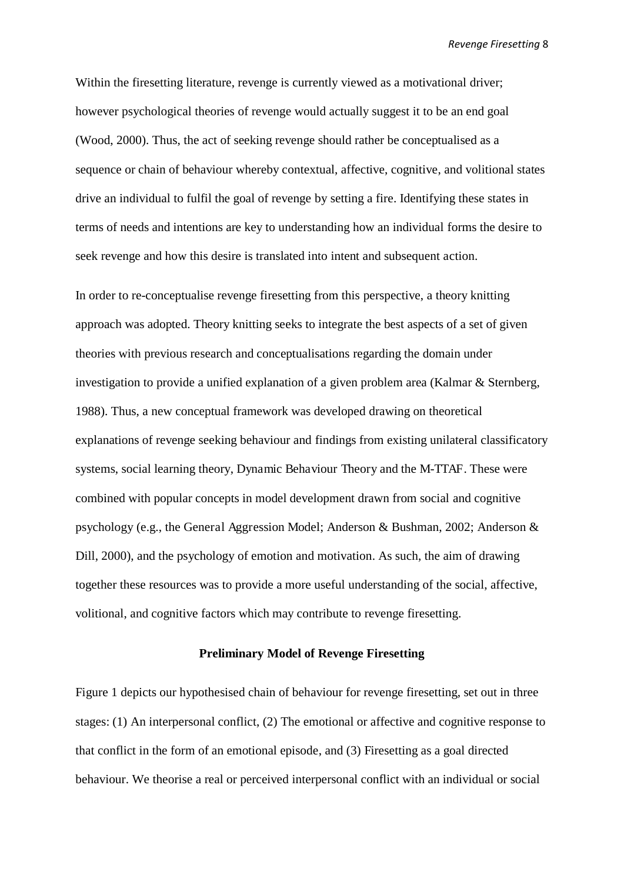Within the firesetting literature, revenge is currently viewed as a motivational driver; however psychological theories of revenge would actually suggest it to be an end goal (Wood, 2000). Thus, the act of seeking revenge should rather be conceptualised as a sequence or chain of behaviour whereby contextual, affective, cognitive, and volitional states drive an individual to fulfil the goal of revenge by setting a fire. Identifying these states in terms of needs and intentions are key to understanding how an individual forms the desire to seek revenge and how this desire is translated into intent and subsequent action.

In order to re-conceptualise revenge firesetting from this perspective, a theory knitting approach was adopted. Theory knitting seeks to integrate the best aspects of a set of given theories with previous research and conceptualisations regarding the domain under investigation to provide a unified explanation of a given problem area (Kalmar & Sternberg, 1988). Thus, a new conceptual framework was developed drawing on theoretical explanations of revenge seeking behaviour and findings from existing unilateral classificatory systems, social learning theory, Dynamic Behaviour Theory and the M-TTAF. These were combined with popular concepts in model development drawn from social and cognitive psychology (e.g., the General Aggression Model; Anderson & Bushman, 2002; Anderson & Dill, 2000), and the psychology of emotion and motivation. As such, the aim of drawing together these resources was to provide a more useful understanding of the social, affective, volitional, and cognitive factors which may contribute to revenge firesetting.

## Preliminary Model of Revenge Firesetting

Figure 1 depicts our hypothesised chain of behaviour for revenge firesetting, set out in three stages: (1) An interpersonal conflict, (2) The emotional or affective and cognitive response to that conflict in the form of an emotional episode, and (3) Firesetting as a goal directed behaviour. We theorise a real or perceived interpersonal conflict with an individual or social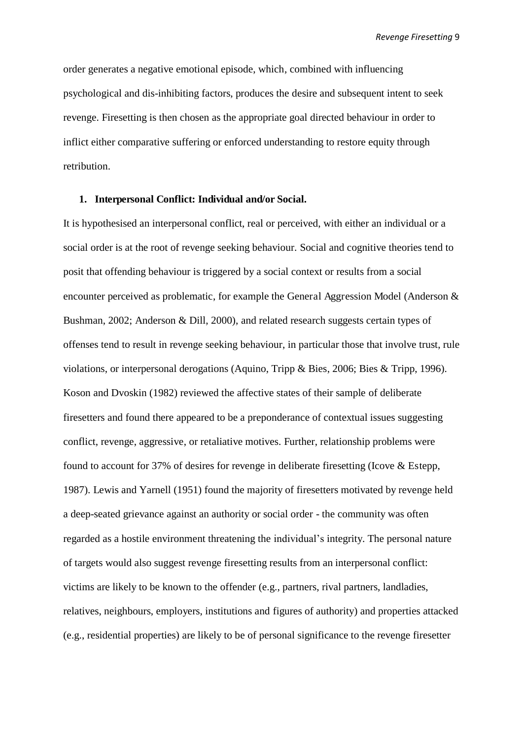order generates a negative emotional episode, which, combined with influencing psychological and dis-inhibiting factors, produces the desire and subsequent intent to seek revenge. Firesetting is then chosen as the appropriate goal directed behaviour in order to inflict either comparative suffering or enforced understanding to restore equity through retribution.

1. **Interpersonal Conflict: Individual and/or Social.**

It is hypothesised an interpersonal conflict, real or perceived, with either an individual or a social order is at the root of revenge seeking behaviour. Social and cognitive theories tend to posit that offending behaviour is triggered by a social context or results from a social encounter perceived as problematic, for example the General Aggression Model (Anderson & Bushman, 2002; Anderson & Dill, 2000), and related research suggests certain types of offenses tend to result in revenge seeking behaviour, in particular those that involve trust, rule violations, or interpersonal derogations (Aquino, Tripp & Bies, 2006; Bies & Tripp, 1996). Koson and Dvoskin (1982) reviewed the affective states of their sample of deliberate firesetters and found there appeared to be a preponderance of contextual issues suggesting conflict, revenge, aggressive, or retaliative motives. Further, relationship problems were found to account for 37% of desires for revenge in deliberate firesetting (Icove & Estepp, 1987). Lewis and Yarnell (1951) found the majority of firesetters motivated by revenge held a deep-seated grievance against an authority or social order - the community was often regarded as a hostile environment threatening the individual's integrity. The personal nature of targets would also suggest revenge firesetting results from an interpersonal conflict: victims are likely to be known to the offender (e.g., partners, rival partners, landladies, relatives, neighbours, employers, institutions and figures of authority) and properties attacked (e.g., residential properties) are likely to be of personal significance to the revenge firesetter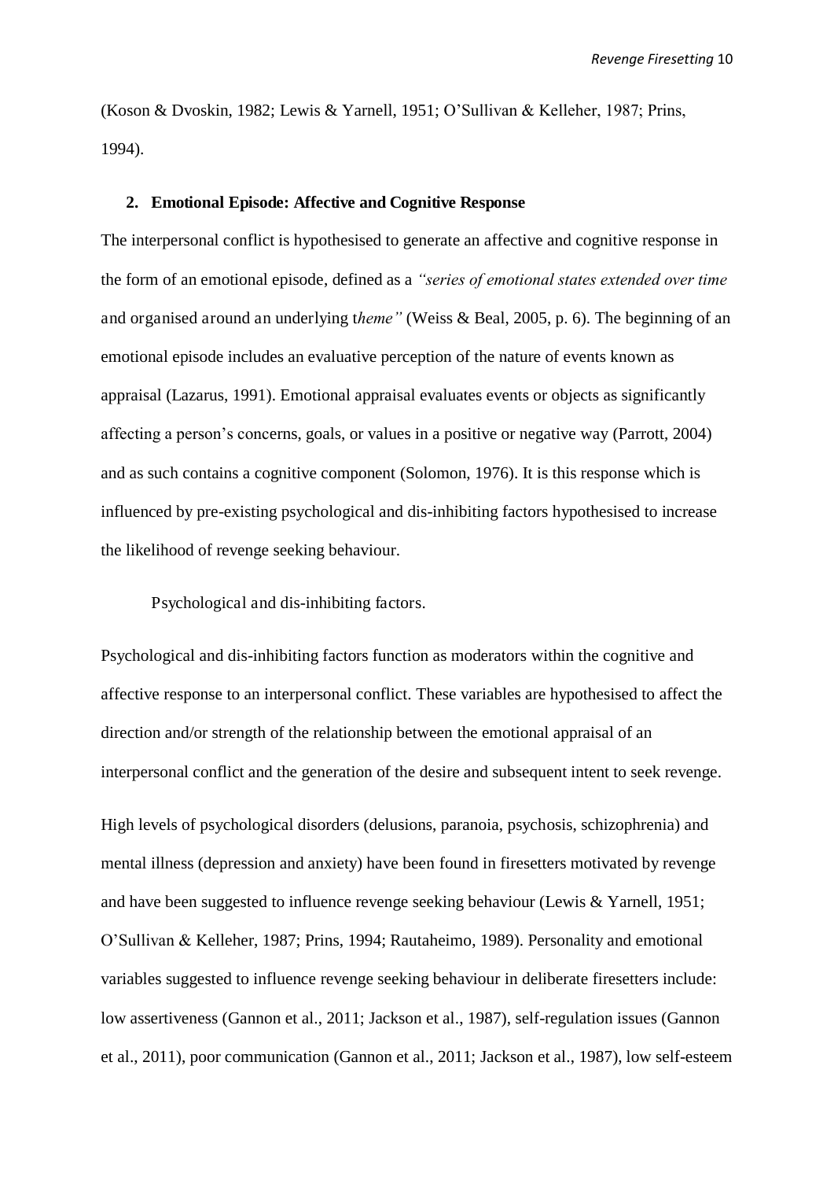(Koson & Dvoskin, 1982; Lewis & Yarnell, 1951; O'Sullivan & Kelleher, 1987; Prins, 1994).

## 2. Emotional Episode: Affective and Cognitive Response

The interpersonal conflict is hypothesised to generate an affective and cognitive response in the form of an emotional episode, defined as a *"series of emotional states extended over time* and organised around an underlying t*heme"* (Weiss & Beal, 2005, p. 6). The beginning of an emotional episode includes an evaluative perception of the nature of events known as appraisal (Lazarus, 1991). Emotional appraisal evaluates events or objects as significantly affecting a person's concerns, goals, or values in a positive or negative way (Parrott, 2004) and as such contains a cognitive component (Solomon, 1976). It is this response which is influenced by pre-existing psychological and dis-inhibiting factors hypothesised to increase the likelihood of revenge seeking behaviour.

### Psychological and dis-inhibiting factors.

Psychological and dis-inhibiting factors function as moderators within the cognitive and affective response to an interpersonal conflict. These variables are hypothesised to affect the direction and/or strength of the relationship between the emotional appraisal of an interpersonal conflict and the generation of the desire and subsequent intent to seek revenge.

High levels of psychological disorders (delusions, paranoia, psychosis, schizophrenia) and mental illness (depression and anxiety) have been found in firesetters motivated by revenge and have been suggested to influence revenge seeking behaviour (Lewis & Yarnell, 1951; O'Sullivan & Kelleher, 1987; Prins, 1994; Rautaheimo, 1989). Personality and emotional variables suggested to influence revenge seeking behaviour in deliberate firesetters include: low assertiveness (Gannon et al., 2011; Jackson et al., 1987), self-regulation issues (Gannon et al., 2011), poor communication (Gannon et al., 2011; Jackson et al., 1987), low self-esteem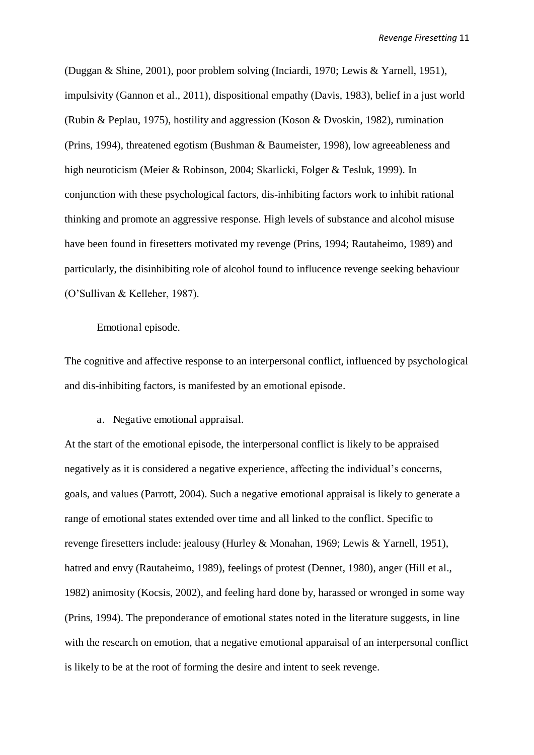(Duggan & Shine, 2001), poor problem solving (Inciardi, 1970; Lewis & Yarnell, 1951), impulsivity (Gannon et al., 2011), dispositional empathy (Davis, 1983), belief in a just world (Rubin & Peplau, 1975), hostility and aggression (Koson & Dvoskin, 1982), rumination (Prins, 1994), threatened egotism (Bushman & Baumeister, 1998), low agreeableness and high neuroticism (Meier & Robinson, 2004; Skarlicki, Folger & Tesluk, 1999). In conjunction with these psychological factors, dis-inhibiting factors work to inhibit rational thinking and promote an aggressive response. High levels of substance and alcohol misuse have been found in firesetters motivated my revenge (Prins, 1994; Rautaheimo, 1989) and particularly, the disinhibiting role of alcohol found to influcence revenge seeking behaviour (O'Sullivan & Kelleher, 1987).

Emotional episode.

The cognitive and affective response to an interpersonal conflict, influenced by psychological and dis-inhibiting factors, is manifested by an emotional episode.

a. Negative emotional appraisal.

At the start of the emotional episode, the interpersonal conflict is likely to be appraised negatively as it is considered a negative experience, affecting the individual's concerns, goals, and values (Parrott, 2004). Such a negative emotional appraisal is likely to generate a range of emotional states extended over time and all linked to the conflict. Specific to revenge firesetters include: jealousy (Hurley & Monahan, 1969; Lewis & Yarnell, 1951), hatred and envy (Rautaheimo, 1989), feelings of protest (Dennet, 1980), anger (Hill et al., 1982) animosity (Kocsis, 2002), and feeling hard done by, harassed or wronged in some way (Prins, 1994). The preponderance of emotional states noted in the literature suggests, in line with the research on emotion, that a negative emotional apparaisal of an interpersonal conflict is likely to be at the root of forming the desire and intent to seek revenge.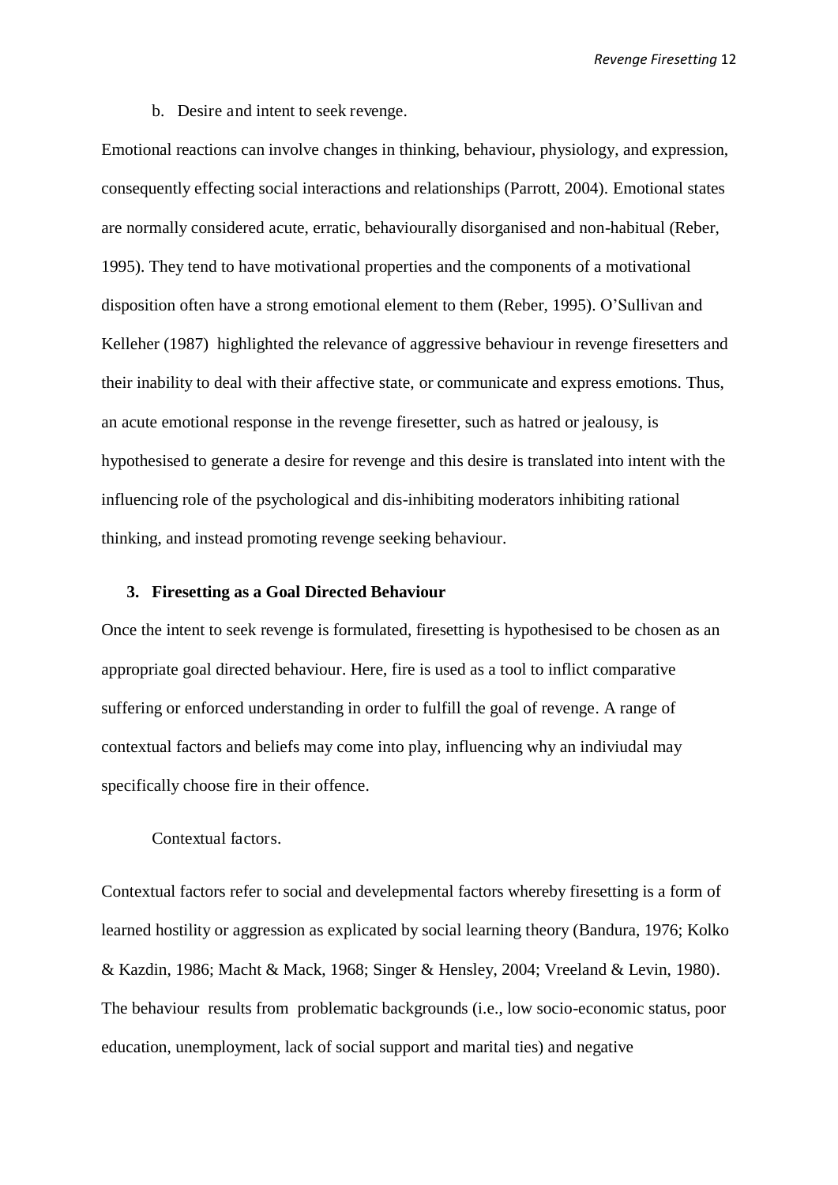b. Desire and intent to seek revenge.

Emotional reactions can involve changes in thinking, behaviour, physiology, and expression, consequently effecting social interactions and relationships (Parrott, 2004). Emotional states are normally considered acute, erratic, behaviourally disorganised and non-habitual (Reber, 1995). They tend to have motivational properties and the components of a motivational disposition often have a strong emotional element to them (Reber, 1995). O'Sullivan and Kelleher (1987) highlighted the relevance of aggressive behaviour in revenge firesetters and their inability to deal with their affective state, or communicate and express emotions. Thus, an acute emotional response in the revenge firesetter, such as hatred or jealousy, is hypothesised to generate a desire for revenge and this desire is translated into intent with the influencing role of the psychological and dis-inhibiting moderators inhibiting rational thinking, and instead promoting revenge seeking behaviour.

## 3. Firesetting as a Goal Directed Behaviour

Once the intent to seek revenge is formulated, firesetting is hypothesised to be chosen as an appropriate goal directed behaviour. Here, fire is used as a tool to inflict comparative suffering or enforced understanding in order to fulfill the goal of revenge. A range of contextual factors and beliefs may come into play, influencing why an indiviudal may specifically choose fire in their offence.

Contextual factors.

Contextual factors refer to social and develepmental factors whereby firesetting is a form of learned hostility or aggression as explicated by social learning theory (Bandura, 1976; Kolko & Kazdin, 1986; Macht & Mack, 1968; Singer & Hensley, 2004; Vreeland & Levin, 1980). The behaviour results from problematic backgrounds (i.e., low socio-economic status, poor education, unemployment, lack of social support and marital ties) and negative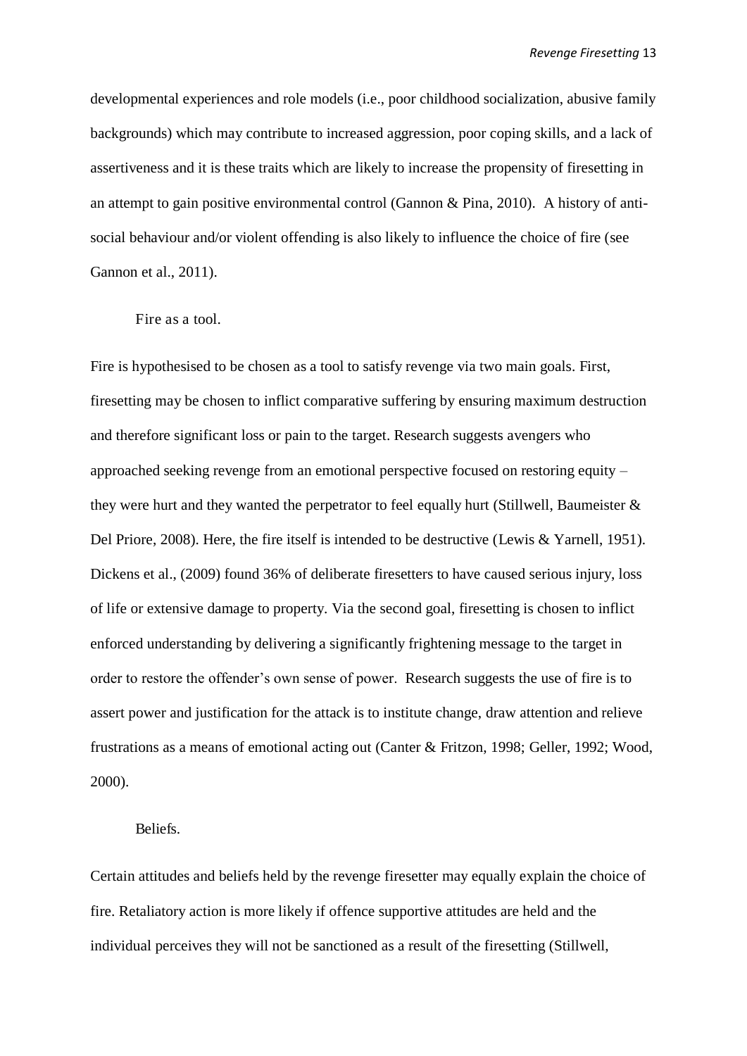developmental experiences and role models (i.e., poor childhood socialization, abusive family backgrounds) which may contribute to increased aggression, poor coping skills, and a lack of assertiveness and it is these traits which are likely to increase the propensity of firesetting in an attempt to gain positive environmental control (Gannon & Pina, 2010). A history of anti-social behaviour and/or violent offending is also likely to influence the choice of fire (see Gannon et al., 2011).

### Fire as a tool.

Fire is hypothesised to be chosen as a tool to satisfy revenge via two main goals. First, firesetting may be chosen to inflict comparative suffering by ensuring maximum destruction and therefore significant loss or pain to the target. Research suggests avengers who approached seeking revenge from an emotional perspective focused on restoring equity – they were hurt and they wanted the perpetrator to feel equally hurt (Stillwell, Baumeister & Del Priore, 2008). Here, the fire itself is intended to be destructive (Lewis & Yarnell, 1951). Dickens et al., (2009) found 36% of deliberate firesetters to have caused serious injury, loss of life or extensive damage to property. Via the second goal, firesetting is chosen to inflict enforced understanding by delivering a significantly frightening message to the target in order to restore the offender's own sense of power. Research suggests the use of fire is to assert power and justification for the attack is to institute change, draw attention and relieve frustrations as a means of emotional acting out (Canter & Fritzon, 1998; Geller, 1992; Wood, 2000).

### Beliefs.

Certain attitudes and beliefs held by the revenge firesetter may equally explain the choice of fire. Retaliatory action is more likely if offence supportive attitudes are held and the individual perceives they will not be sanctioned as a result of the firesetting (Stillwell,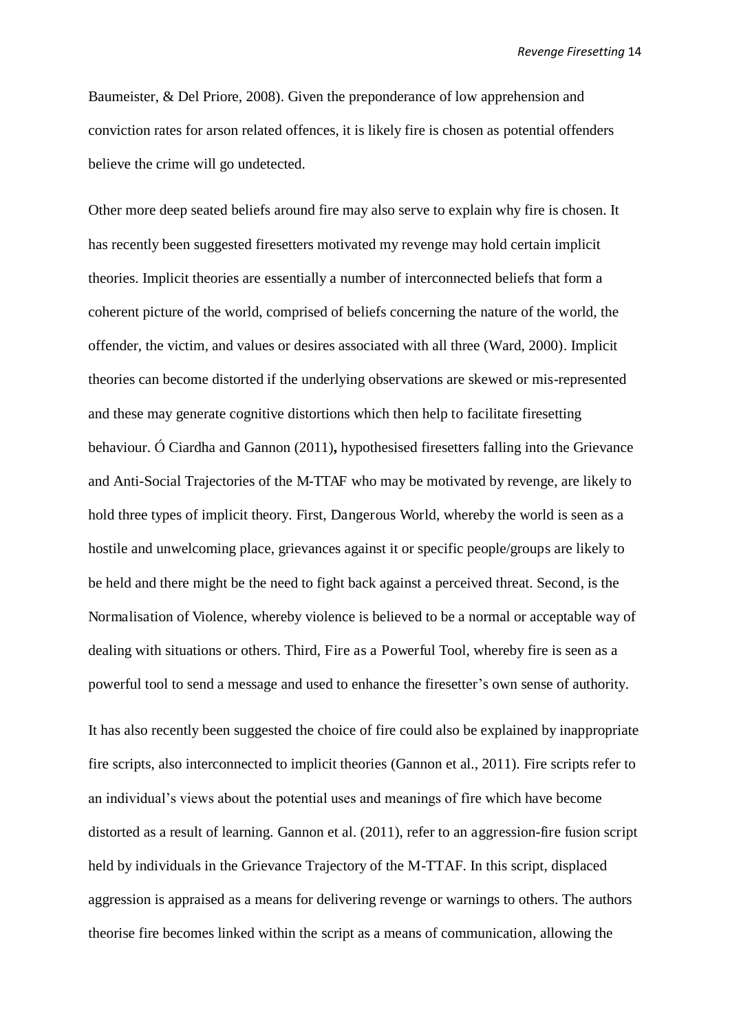Baumeister, & Del Priore, 2008). Given the preponderance of low apprehension and conviction rates for arson related offences, it is likely fire is chosen as potential offenders believe the crime will go undetected.

Other more deep seated beliefs around fire may also serve to explain why fire is chosen. It has recently been suggested firesetters motivated my revenge may hold certain implicit theories. Implicit theories are essentially a number of interconnected beliefs that form a coherent picture of the world, comprised of beliefs concerning the nature of the world, the offender, the victim, and values or desires associated with all three (Ward, 2000). Implicit theories can become distorted if the underlying observations are skewed or mis-represented and these may generate cognitive distortions which then help to facilitate firesetting behaviour. Ó Ciardha and Gannon (2011)**,** hypothesised firesetters falling into the Grievance and Anti-Social Trajectories of the M-TTAF who may be motivated by revenge, are likely to hold three types of implicit theory. First, Dangerous World, whereby the world is seen as a hostile and unwelcoming place, grievances against it or specific people/groups are likely to be held and there might be the need to fight back against a perceived threat. Second, is the Normalisation of Violence, whereby violence is believed to be a normal or acceptable way of dealing with situations or others. Third, Fire as a Powerful Tool, whereby fire is seen as a powerful tool to send a message and used to enhance the firesetter's own sense of authority.

It has also recently been suggested the choice of fire could also be explained by inappropriate fire scripts, also interconnected to implicit theories (Gannon et al., 2011). Fire scripts refer to an individual's views about the potential uses and meanings of fire which have become distorted as a result of learning. Gannon et al. (2011), refer to an aggression-fire fusion script held by individuals in the Grievance Trajectory of the M-TTAF. In this script, displaced aggression is appraised as a means for delivering revenge or warnings to others. The authors theorise fire becomes linked within the script as a means of communication, allowing the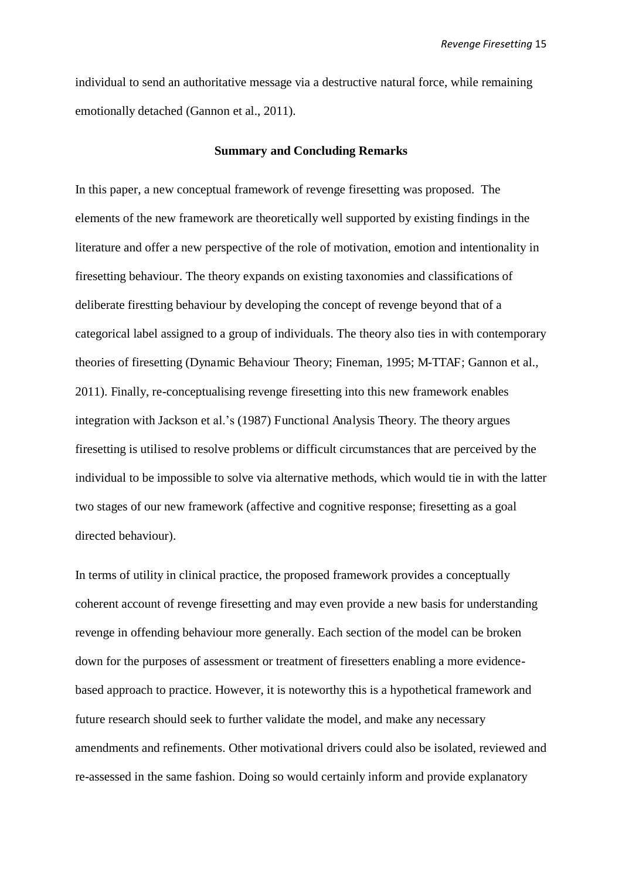individual to send an authoritative message via a destructive natural force, while remaining emotionally detached (Gannon et al., 2011).

## Summary and Concluding Remarks

In this paper, a new conceptual framework of revenge firesetting was proposed. The elements of the new framework are theoretically well supported by existing findings in the literature and offer a new perspective of the role of motivation, emotion and intentionality in firesetting behaviour. The theory expands on existing taxonomies and classifications of deliberate firestting behaviour by developing the concept of revenge beyond that of a categorical label assigned to a group of individuals. The theory also ties in with contemporary theories of firesetting (Dynamic Behaviour Theory; Fineman, 1995; M-TTAF; Gannon et al., 2011). Finally, re-conceptualising revenge firesetting into this new framework enables integration with Jackson et al.'s (1987) Functional Analysis Theory. The theory argues firesetting is utilised to resolve problems or difficult circumstances that are perceived by the individual to be impossible to solve via alternative methods, which would tie in with the latter two stages of our new framework (affective and cognitive response; firesetting as a goal directed behaviour).

In terms of utility in clinical practice, the proposed framework provides a conceptually coherent account of revenge firesetting and may even provide a new basis for understanding revenge in offending behaviour more generally. Each section of the model can be broken down for the purposes of assessment or treatment of firesetters enabling a more evidence-based approach to practice. However, it is noteworthy this is a hypothetical framework and future research should seek to further validate the model, and make any necessary amendments and refinements. Other motivational drivers could also be isolated, reviewed and re-assessed in the same fashion. Doing so would certainly inform and provide explanatory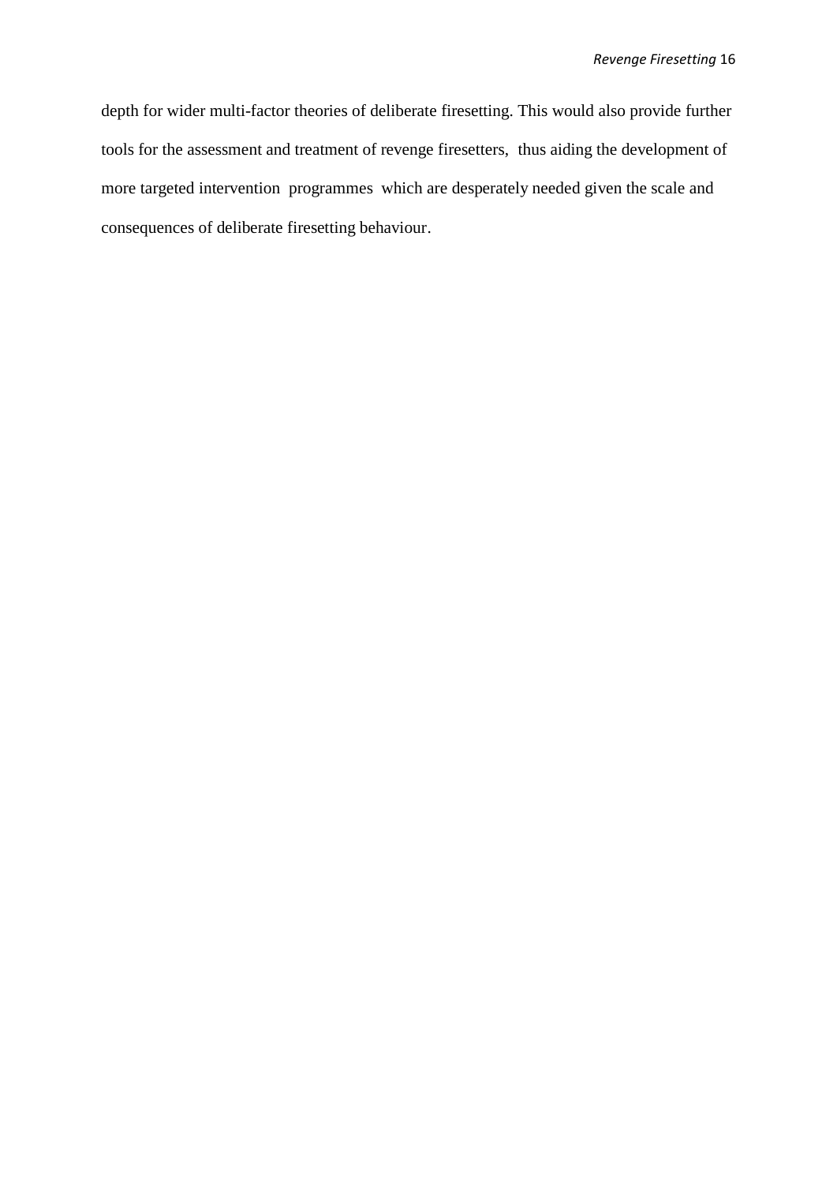depth for wider multi-factor theories of deliberate firesetting. This would also provide further tools for the assessment and treatment of revenge firesetters, thus aiding the development of more targeted intervention programmes which are desperately needed given the scale and consequences of deliberate firesetting behaviour.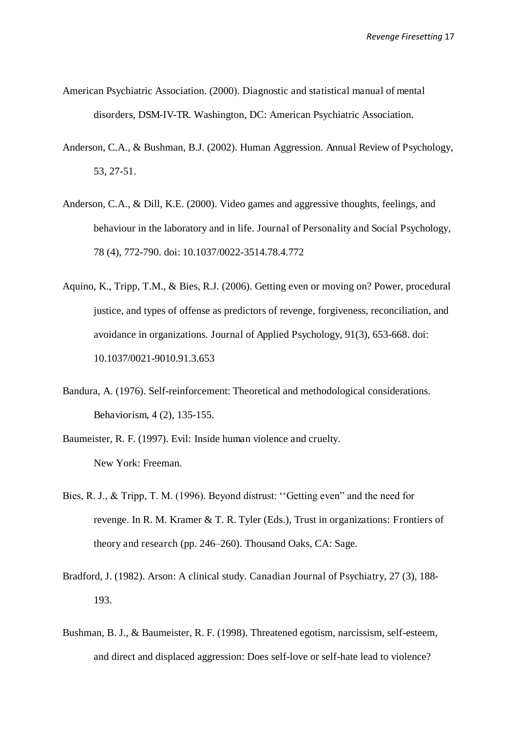American Psychiatric Association. (2000). Diagnostic and statistical manual of mental disorders, DSM-IV-TR. Washington, DC: American Psychiatric Association.

Anderson, C.A., & Bushman, B.J. (2002). Human Aggression. Annual Review of Psychology, 53, 27-51.

Anderson, C.A., & Dill, K.E. (2000). Video games and aggressive thoughts, feelings, and behaviour in the laboratory and in life. Journal of Personality and Social Psychology, 78 (4), 772-790. doi: 10.1037/0022-3514.78.4.772

Aquino, K., Tripp, T.M., & Bies, R.J. (2006). Getting even or moving on? Power, procedural justice, and types of offense as predictors of revenge, forgiveness, reconciliation, and avoidance in organizations. Journal of Applied Psychology, 91(3), 653-668. doi: 10.1037/0021-9010.91.3.653

Bandura, A. (1976). Self-reinforcement: Theoretical and methodological considerations. Behaviorism, 4 (2), 135-155.

Baumeister, R. F. (1997). Evil: Inside human violence and cruelty. New York: Freeman.

Bies, R. J., & Tripp, T. M. (1996). Beyond distrust: ''Getting even" and the need for revenge. In R. M. Kramer & T. R. Tyler (Eds.), Trust in organizations: Frontiers of theory and research (pp. 246–260). Thousand Oaks, CA: Sage.

Bradford, J. (1982). Arson: A clinical study. Canadian Journal of Psychiatry, 27 (3), 188-193.

Bushman, B. J., & Baumeister, R. F. (1998). Threatened egotism, narcissism, self-esteem, and direct and displaced aggression: Does self-love or self-hate lead to violence?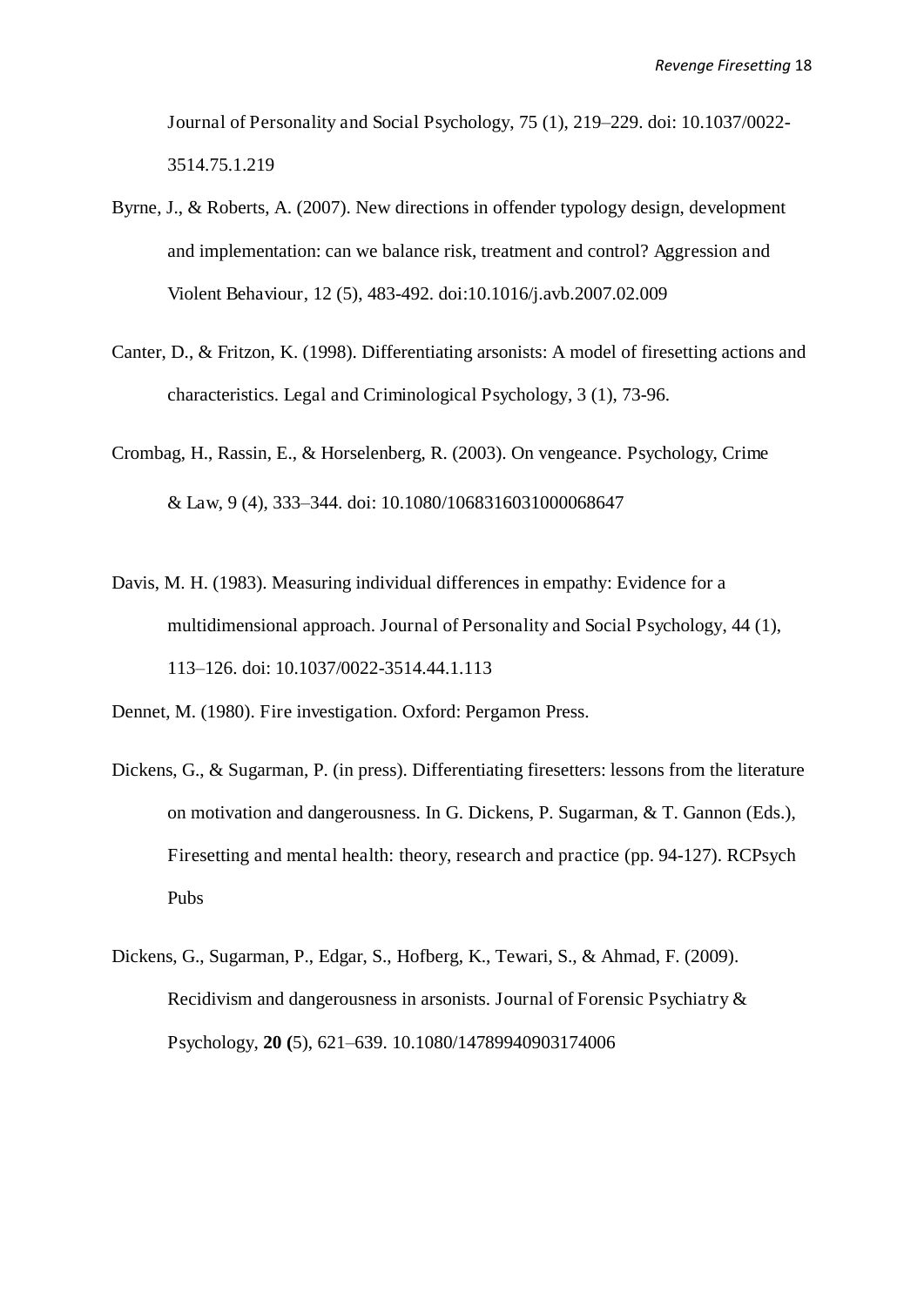Journal of Personality and Social Psychology, 75 (1), 219–229. doi: 10.1037/0022-3514.75.1.219

Byrne, J., & Roberts, A. (2007). New directions in offender typology design, development and implementation: can we balance risk, treatment and control? Aggression and Violent Behaviour, 12 (5), 483-492. doi:10.1016/j.avb.2007.02.009

Canter, D., & Fritzon, K. (1998). Differentiating arsonists: A model of firesetting actions and characteristics. Legal and Criminological Psychology, 3 (1), 73-96.

Crombag, H., Rassin, E., & Horselenberg, R. (2003). On vengeance. Psychology, Crime & Law, 9 (4), 333–344. doi: 10.1080/1068316031000068647

Davis, M. H. (1983). Measuring individual differences in empathy: Evidence for a multidimensional approach. Journal of Personality and Social Psychology, 44 (1), 113–126. doi: 10.1037/0022-3514.44.1.113

Dennet, M. (1980). Fire investigation. Oxford: Pergamon Press.

Dickens, G., & Sugarman, P. (in press). Differentiating firesetters: lessons from the literature on motivation and dangerousness. In G. Dickens, P. Sugarman, & T. Gannon (Eds.), Firesetting and mental health: theory, research and practice (pp. 94-127). RCPsych Pubs

Dickens, G., Sugarman, P., Edgar, S., Hofberg, K., Tewari, S., & Ahmad, F. (2009). Recidivism and dangerousness in arsonists. Journal of Forensic Psychiatry & Psychology, **20 (**5), 621–639. 10.1080/14789940903174006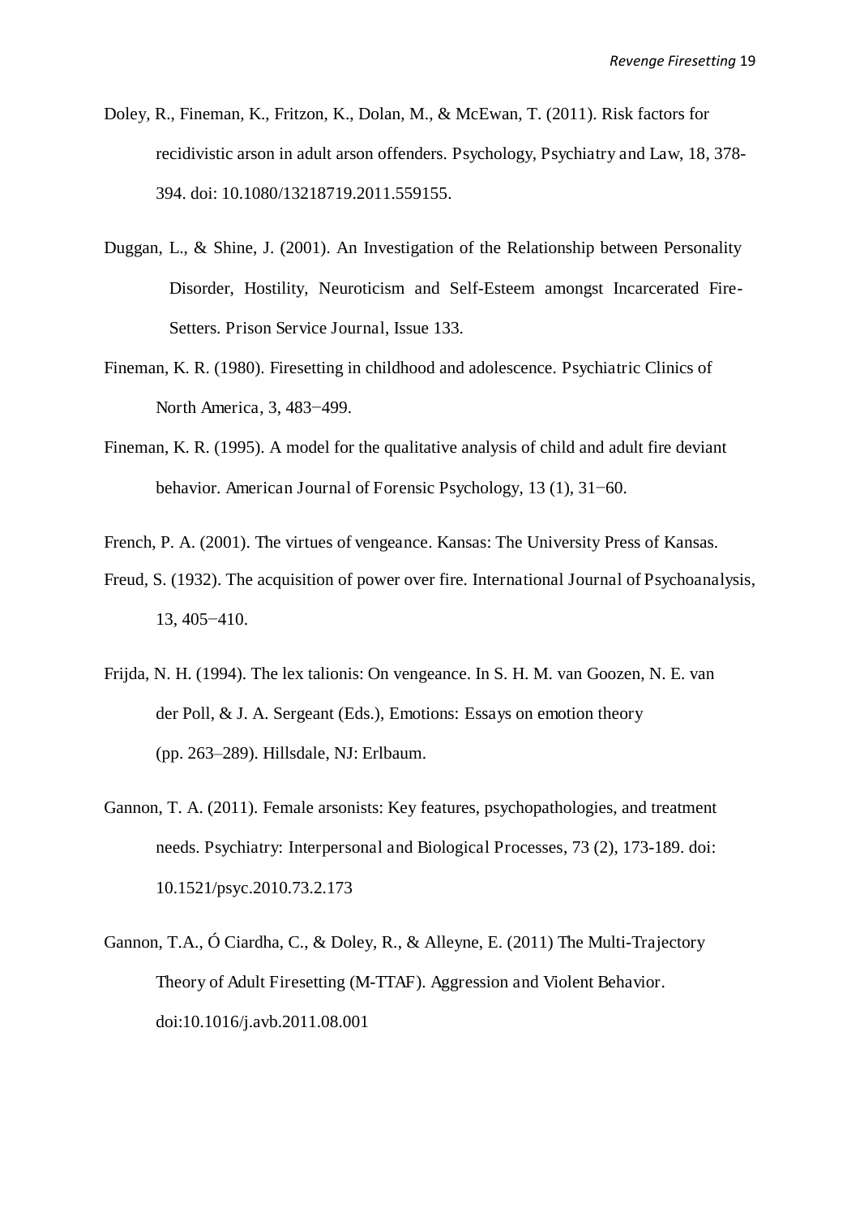Doley, R., Fineman, K., Fritzon, K., Dolan, M., & McEwan, T. (2011). Risk factors for recidivistic arson in adult arson offenders. Psychology, Psychiatry and Law, 18, 378-394. doi: 10.1080/13218719.2011.559155.

Duggan, L., & Shine, J. (2001). An Investigation of the Relationship between Personality Disorder, Hostility, Neuroticism and Self-Esteem amongst Incarcerated Fire-Setters. Prison Service Journal, Issue 133.

Fineman, K. R. (1980). Firesetting in childhood and adolescence. Psychiatric Clinics of North America, 3, 483−499.

Fineman, K. R. (1995). A model for the qualitative analysis of child and adult fire deviant behavior. American Journal of Forensic Psychology, 13 (1), 31−60.

French, P. A. (2001). The virtues of vengeance. Kansas: The University Press of Kansas.

Freud, S. (1932). The acquisition of power over fire. International Journal of Psychoanalysis, 13, 405−410.

Frijda, N. H. (1994). The lex talionis: On vengeance. In S. H. M. van Goozen, N. E. van der Poll, & J. A. Sergeant (Eds.), Emotions: Essays on emotion theory (pp. 263–289). Hillsdale, NJ: Erlbaum.

Gannon, T. A. (2011). Female arsonists: Key features, psychopathologies, and treatment needs. Psychiatry: Interpersonal and Biological Processes, 73 (2), 173-189. doi: 10.1521/psyc.2010.73.2.173

Gannon, T.A., Ó Ciardha, C., & Doley, R., & Alleyne, E. (2011) The Multi-Trajectory Theory of Adult Firesetting (M-TTAF). Aggression and Violent Behavior. doi:10.1016/j.avb.2011.08.001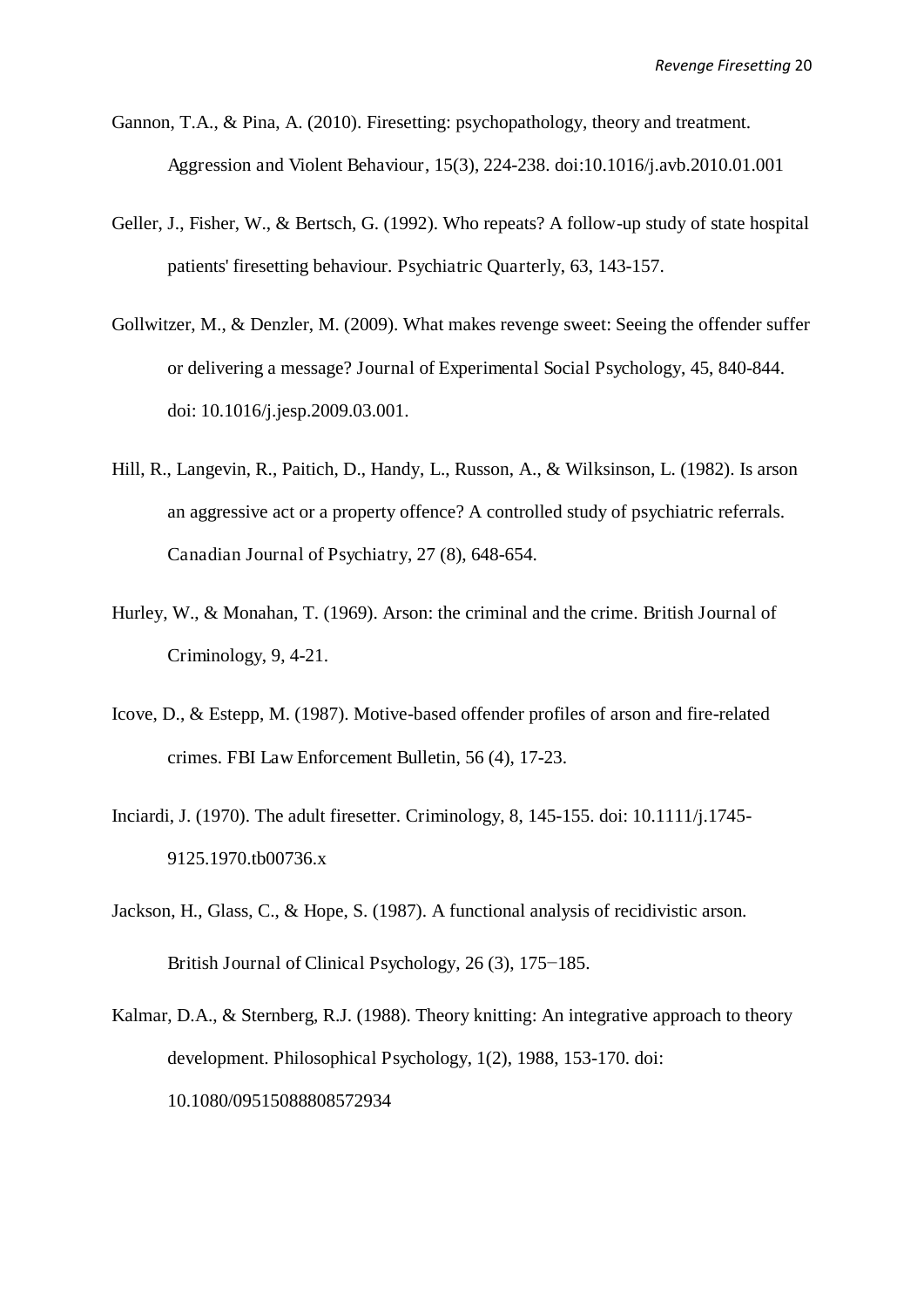Gannon, T.A., & Pina, A. (2010). Firesetting: psychopathology, theory and treatment. Aggression and Violent Behaviour, 15(3), 224-238. doi:10.1016/j.avb.2010.01.001

Geller, J., Fisher, W., & Bertsch, G. (1992). Who repeats? A follow-up study of state hospital patients' firesetting behaviour. Psychiatric Quarterly, 63, 143-157.

Gollwitzer, M., & Denzler, M. (2009). What makes revenge sweet: Seeing the offender suffer or delivering a message? Journal of Experimental Social Psychology, 45, 840-844. doi: 10.1016/j.jesp.2009.03.001.

Hill, R., Langevin, R., Paitich, D., Handy, L., Russon, A., & Wilksinson, L. (1982). Is arson an aggressive act or a property offence? A controlled study of psychiatric referrals. Canadian Journal of Psychiatry, 27 (8), 648-654.

Hurley, W., & Monahan, T. (1969). Arson: the criminal and the crime. British Journal of Criminology, 9, 4-21.

Icove, D., & Estepp, M. (1987). Motive-based offender profiles of arson and fire-related crimes. FBI Law Enforcement Bulletin, 56 (4), 17-23.

Inciardi, J. (1970). The adult firesetter. Criminology, 8, 145-155. doi: 10.1111/j.1745-9125.1970.tb00736.x

Jackson, H., Glass, C., & Hope, S. (1987). A functional analysis of recidivistic arson. British Journal of Clinical Psychology, 26 (3), 175−185.

Kalmar, D.A., & Sternberg, R.J. (1988). Theory knitting: An integrative approach to theory development. Philosophical Psychology, 1(2), 1988, 153-170. doi: 10.1080/09515088808572934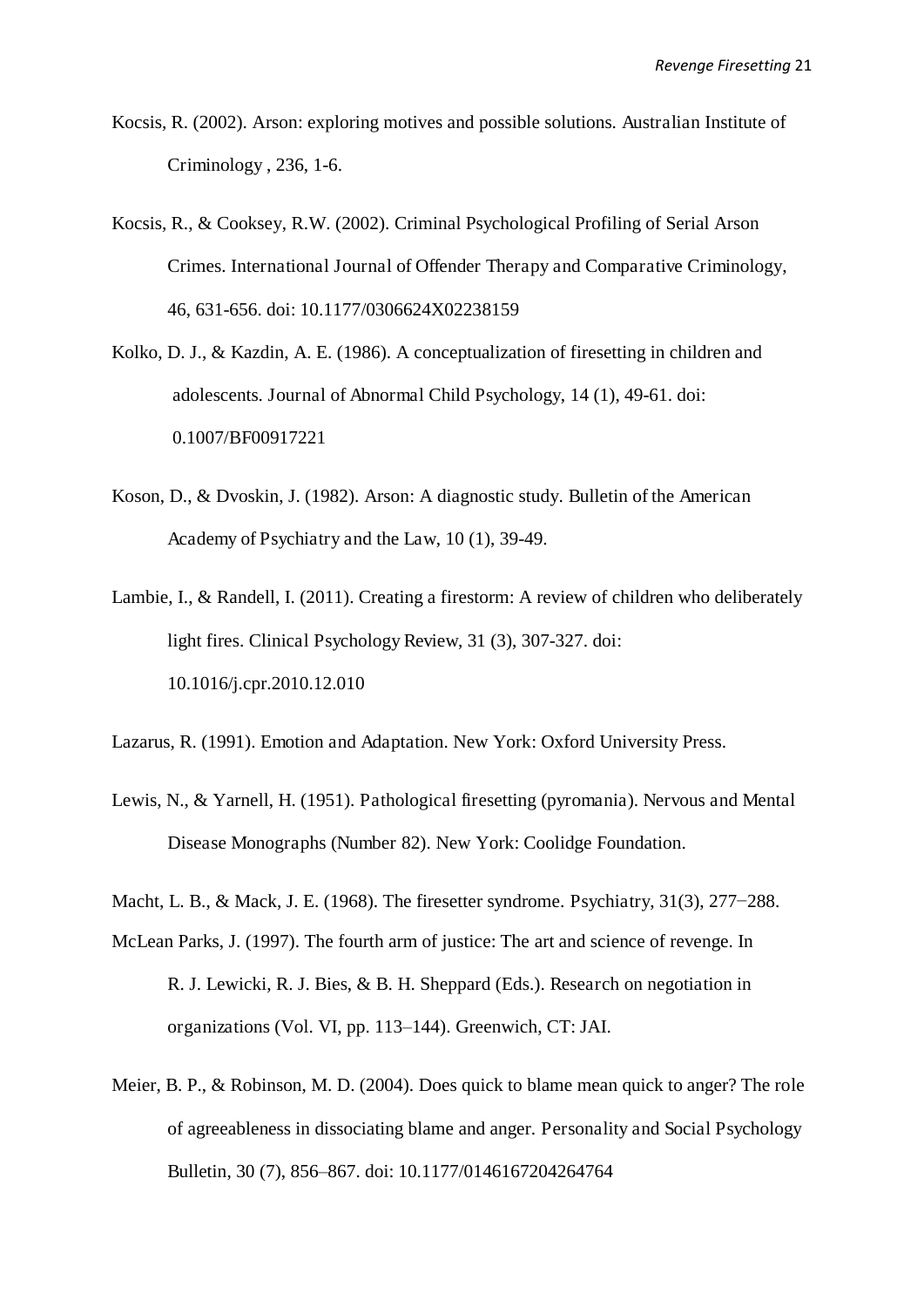Kocsis, R. (2002). Arson: exploring motives and possible solutions. Australian Institute of Criminology , 236, 1-6.

Kocsis, R., & Cooksey, R.W. (2002). Criminal Psychological Profiling of Serial Arson Crimes. International Journal of Offender Therapy and Comparative Criminology, 46, 631-656. doi: 10.1177/0306624X02238159

Kolko, D. J., & Kazdin, A. E. (1986). A conceptualization of firesetting in children and adolescents. Journal of Abnormal Child Psychology, 14 (1), 49-61. doi: 0.1007/BF00917221

Koson, D., & Dvoskin, J. (1982). Arson: A diagnostic study. Bulletin of the American Academy of Psychiatry and the Law, 10 (1), 39-49.

Lambie, I., & Randell, I. (2011). Creating a firestorm: A review of children who deliberately light fires. Clinical Psychology Review, 31 (3), 307-327. doi: 10.1016/j.cpr.2010.12.010

Lazarus, R. (1991). Emotion and Adaptation. New York: Oxford University Press.

Lewis, N., & Yarnell, H. (1951). Pathological firesetting (pyromania). Nervous and Mental Disease Monographs (Number 82). New York: Coolidge Foundation.

Macht, L. B., & Mack, J. E. (1968). The firesetter syndrome. Psychiatry, 31(3), 277−288.

McLean Parks, J. (1997). The fourth arm of justice: The art and science of revenge. In R. J. Lewicki, R. J. Bies, & B. H. Sheppard (Eds.). Research on negotiation in organizations (Vol. VI, pp. 113–144). Greenwich, CT: JAI.

Meier, B. P., & Robinson, M. D. (2004). Does quick to blame mean quick to anger? The role of agreeableness in dissociating blame and anger. Personality and Social Psychology Bulletin, 30 (7), 856–867. doi: 10.1177/0146167204264764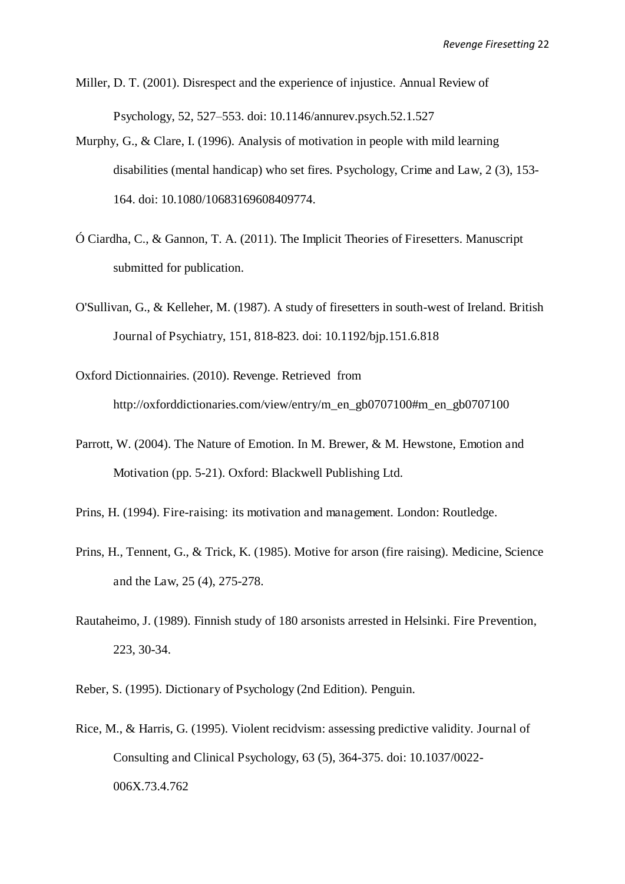Miller, D. T. (2001). Disrespect and the experience of injustice. Annual Review of Psychology, 52, 527–553. doi: 10.1146/annurev.psych.52.1.527

Murphy, G., & Clare, I. (1996). Analysis of motivation in people with mild learning disabilities (mental handicap) who set fires. Psychology, Crime and Law, 2 (3), 153-164. doi: 10.1080/10683169608409774.

Ó Ciardha, C., & Gannon, T. A. (2011). The Implicit Theories of Firesetters. Manuscript submitted for publication.

O'Sullivan, G., & Kelleher, M. (1987). A study of firesetters in south-west of Ireland. British Journal of Psychiatry, 151, 818-823. doi: 10.1192/bjp.151.6.818

Oxford Dictionnairies. (2010). Revenge. Retrieved from http://oxforddictionaries.com/view/entry/m_en_gb0707100#m_en_gb0707100

Parrott, W. (2004). The Nature of Emotion. In M. Brewer, & M. Hewstone, Emotion and Motivation (pp. 5-21). Oxford: Blackwell Publishing Ltd.

Prins, H. (1994). Fire-raising: its motivation and management. London: Routledge.

Prins, H., Tennent, G., & Trick, K. (1985). Motive for arson (fire raising). Medicine, Science and the Law, 25 (4), 275-278.

Rautaheimo, J. (1989). Finnish study of 180 arsonists arrested in Helsinki. Fire Prevention, 223, 30-34.

Reber, S. (1995). Dictionary of Psychology (2nd Edition). Penguin.

Rice, M., & Harris, G. (1995). Violent recidvism: assessing predictive validity. Journal of Consulting and Clinical Psychology, 63 (5), 364-375. doi: 10.1037/0022-006X.73.4.762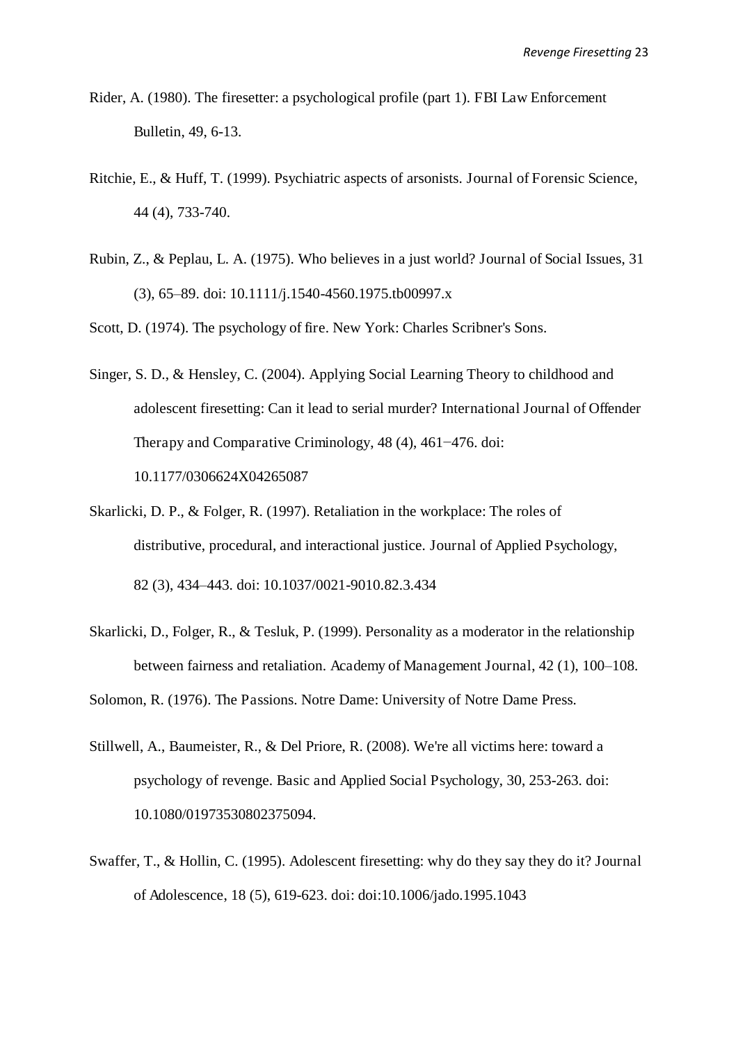Rider, A. (1980). The firesetter: a psychological profile (part 1). FBI Law Enforcement Bulletin, 49, 6-13.

Ritchie, E., & Huff, T. (1999). Psychiatric aspects of arsonists. Journal of Forensic Science, 44 (4), 733-740.

Rubin, Z., & Peplau, L. A. (1975). Who believes in a just world? Journal of Social Issues, 31 (3), 65–89. doi: 10.1111/j.1540-4560.1975.tb00997.x

Scott, D. (1974). The psychology of fire. New York: Charles Scribner's Sons.

Singer, S. D., & Hensley, C. (2004). Applying Social Learning Theory to childhood and adolescent firesetting: Can it lead to serial murder? International Journal of Offender Therapy and Comparative Criminology, 48 (4), 461−476. doi: 10.1177/0306624X04265087

Skarlicki, D. P., & Folger, R. (1997). Retaliation in the workplace: The roles of distributive, procedural, and interactional justice. Journal of Applied Psychology, 82 (3), 434–443. doi: 10.1037/0021-9010.82.3.434

Skarlicki, D., Folger, R., & Tesluk, P. (1999). Personality as a moderator in the relationship between fairness and retaliation. Academy of Management Journal, 42 (1), 100–108.

Solomon, R. (1976). The Passions. Notre Dame: University of Notre Dame Press.

Stillwell, A., Baumeister, R., & Del Priore, R. (2008). We're all victims here: toward a psychology of revenge. Basic and Applied Social Psychology, 30, 253-263. doi: 10.1080/01973530802375094.

Swaffer, T., & Hollin, C. (1995). Adolescent firesetting: why do they say they do it? Journal of Adolescence, 18 (5), 619-623. doi: doi:10.1006/jado.1995.1043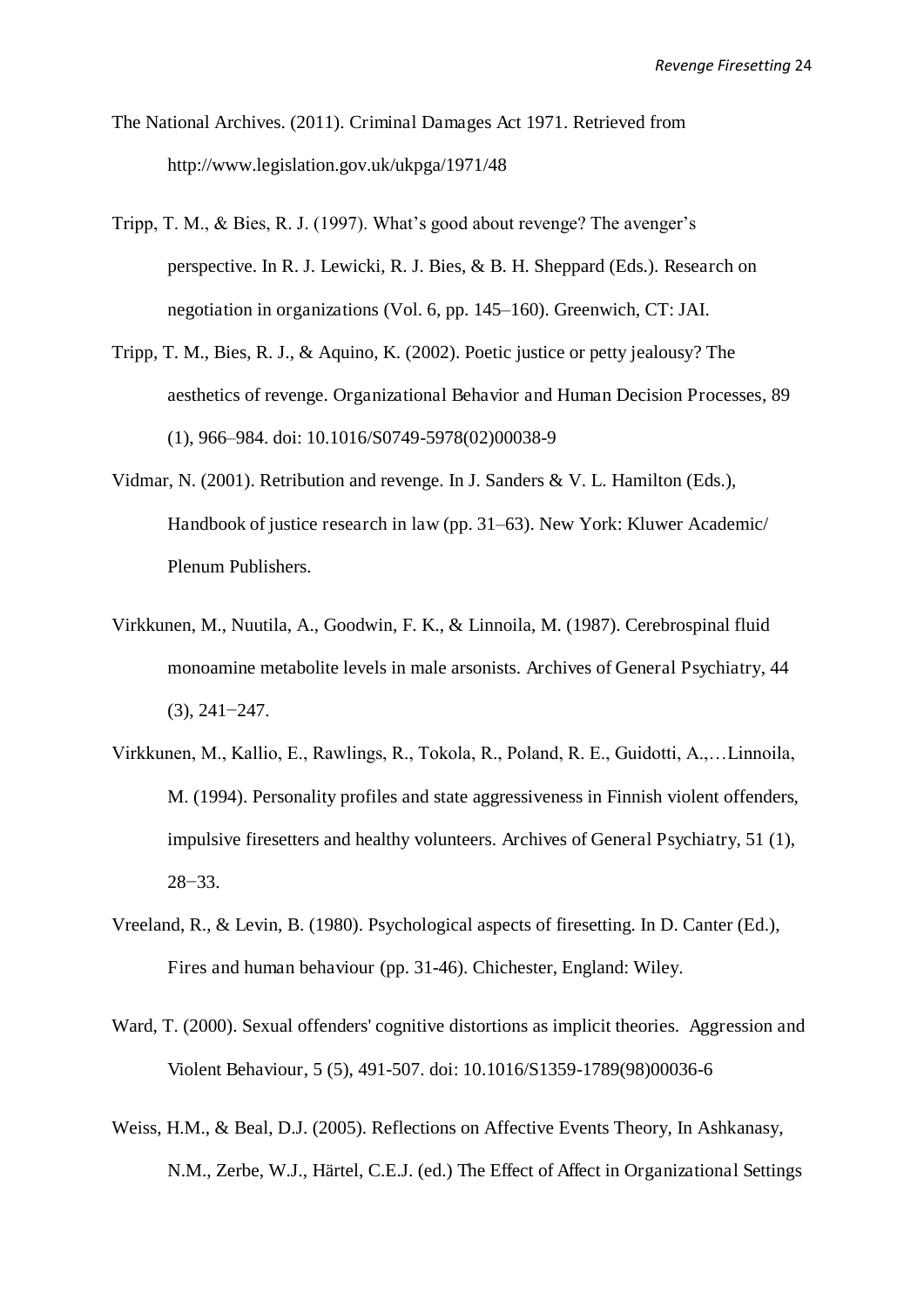The National Archives. (2011). Criminal Damages Act 1971. Retrieved from http://www.legislation.gov.uk/ukpga/1971/48

Tripp, T. M., & Bies, R. J. (1997). What's good about revenge? The avenger's perspective. In R. J. Lewicki, R. J. Bies, & B. H. Sheppard (Eds.). Research on negotiation in organizations (Vol. 6, pp. 145–160). Greenwich, CT: JAI.

Tripp, T. M., Bies, R. J., & Aquino, K. (2002). Poetic justice or petty jealousy? The aesthetics of revenge. Organizational Behavior and Human Decision Processes, 89 (1), 966–984. doi: 10.1016/S0749-5978(02)00038-9

Vidmar, N. (2001). Retribution and revenge. In J. Sanders & V. L. Hamilton (Eds.), Handbook of justice research in law (pp. 31–63). New York: Kluwer Academic/ Plenum Publishers.

Virkkunen, M., Nuutila, A., Goodwin, F. K., & Linnoila, M. (1987). Cerebrospinal fluid monoamine metabolite levels in male arsonists. Archives of General Psychiatry, 44 (3), 241−247.

Virkkunen, M., Kallio, E., Rawlings, R., Tokola, R., Poland, R. E., Guidotti, A.,…Linnoila, M. (1994). Personality profiles and state aggressiveness in Finnish violent offenders, impulsive firesetters and healthy volunteers. Archives of General Psychiatry, 51 (1), 28−33.

Vreeland, R., & Levin, B. (1980). Psychological aspects of firesetting. In D. Canter (Ed.), Fires and human behaviour (pp. 31-46). Chichester, England: Wiley.

Ward, T. (2000). Sexual offenders' cognitive distortions as implicit theories. Aggression and Violent Behaviour, 5 (5), 491-507. doi: 10.1016/S1359-1789(98)00036-6

Weiss, H.M., & Beal, D.J. (2005). Reflections on Affective Events Theory, In Ashkanasy, N.M., Zerbe, W.J., Härtel, C.E.J. (ed.) The Effect of Affect in Organizational Settings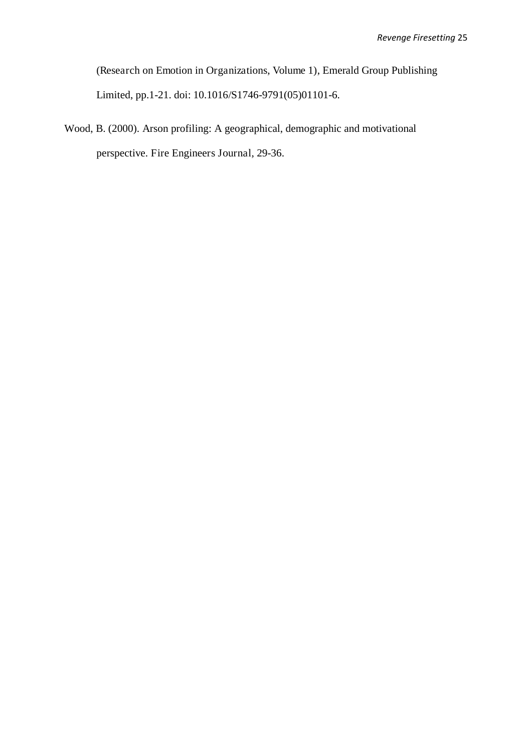(Research on Emotion in Organizations, Volume 1), Emerald Group Publishing Limited, pp.1-21. doi: 10.1016/S1746-9791(05)01101-6.

Wood, B. (2000). Arson profiling: A geographical, demographic and motivational perspective. Fire Engineers Journal, 29-36.